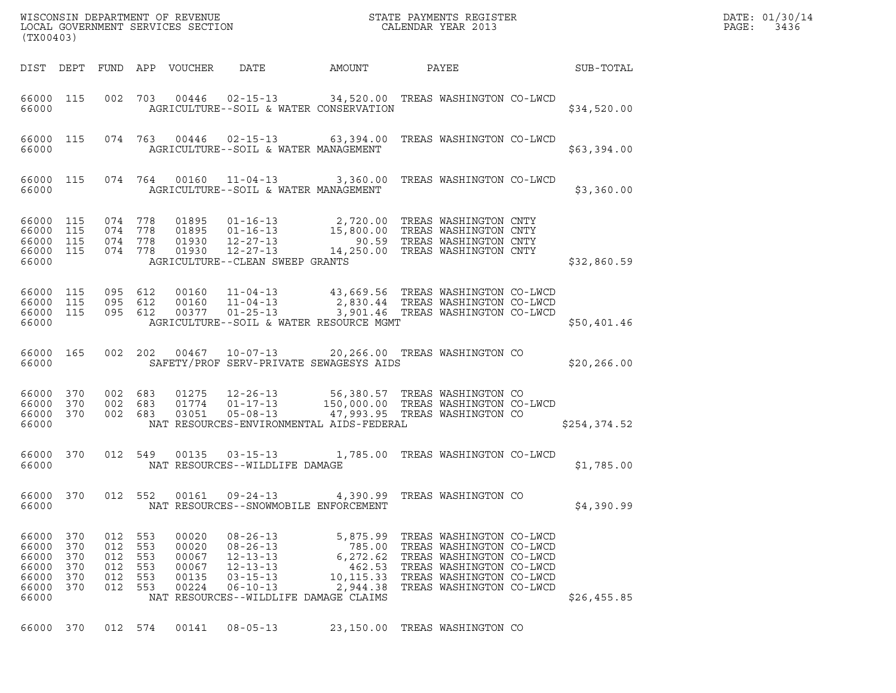WISCONSIN DEPARTMENT OF REVENUE
LOCAL GOVERNMENT SERVICES SECTION
(TX00403)

STATE PAYMENTS REGISTER
CALENDAR YEAR 2013

| DIST | DEPT | FUND | APP | VOUCHER | DATE | AMOUNT | PAYEE | SUB-TOTAL |
|---|---|---|---|---|---|---|---|---|
| 66000 | 115 | 002 | 703 | 00446 | 02-15-13 | 34,520.00 | TREAS WASHINGTON CO-LWCD | |
| 66000 | | | | | AGRICULTURE--SOIL & WATER CONSERVATION | | | $34,520.00 |
| 66000 | 115 | 074 | 763 | 00446 | 02-15-13 | 63,394.00 | TREAS WASHINGTON CO-LWCD | |
| 66000 | | | | | AGRICULTURE--SOIL & WATER MANAGEMENT | | | $63,394.00 |
| 66000 | 115 | 074 | 764 | 00160 | 11-04-13 | 3,360.00 | TREAS WASHINGTON CO-LWCD | |
| 66000 | | | | | AGRICULTURE--SOIL & WATER MANAGEMENT | | | $3,360.00 |
| 66000 | 115 | 074 | 778 | 01895 | 01-16-13 | 2,720.00 | TREAS WASHINGTON CNTY | |
| 66000 | 115 | 074 | 778 | 01895 | 01-16-13 | 15,800.00 | TREAS WASHINGTON CNTY | |
| 66000 | 115 | 074 | 778 | 01930 | 12-27-13 | 90.59 | TREAS WASHINGTON CNTY | |
| 66000 | 115 | 074 | 778 | 01930 | 12-27-13 | 14,250.00 | TREAS WASHINGTON CNTY | |
| 66000 | | | | | AGRICULTURE--CLEAN SWEEP GRANTS | | | $32,860.59 |
| 66000 | 115 | 095 | 612 | 00160 | 11-04-13 | 43,669.56 | TREAS WASHINGTON CO-LWCD | |
| 66000 | 115 | 095 | 612 | 00160 | 11-04-13 | 2,830.44 | TREAS WASHINGTON CO-LWCD | |
| 66000 | 115 | 095 | 612 | 00377 | 01-25-13 | 3,901.46 | TREAS WASHINGTON CO-LWCD | |
| 66000 | | | | | AGRICULTURE--SOIL & WATER RESOURCE MGMT | | | $50,401.46 |
| 66000 | 165 | 002 | 202 | 00467 | 10-07-13 | 20,266.00 | TREAS WASHINGTON CO | |
| 66000 | | | | | SAFETY/PROF SERV-PRIVATE SEWAGESYS AIDS | | | $20,266.00 |
| 66000 | 370 | 002 | 683 | 01275 | 12-26-13 | 56,380.57 | TREAS WASHINGTON CO | |
| 66000 | 370 | 002 | 683 | 01774 | 01-17-13 | 150,000.00 | TREAS WASHINGTON CO-LWCD | |
| 66000 | 370 | 002 | 683 | 03051 | 05-08-13 | 47,993.95 | TREAS WASHINGTON CO | |
| 66000 | | | | | NAT RESOURCES-ENVIRONMENTAL AIDS-FEDERAL | | | $254,374.52 |
| 66000 | 370 | 012 | 549 | 00135 | 03-15-13 | 1,785.00 | TREAS WASHINGTON CO-LWCD | |
| 66000 | | | | | NAT RESOURCES--WILDLIFE DAMAGE | | | $1,785.00 |
| 66000 | 370 | 012 | 552 | 00161 | 09-24-13 | 4,390.99 | TREAS WASHINGTON CO | |
| 66000 | | | | | NAT RESOURCES--SNOWMOBILE ENFORCEMENT | | | $4,390.99 |
| 66000 | 370 | 012 | 553 | 00020 | 08-26-13 | 5,875.99 | TREAS WASHINGTON CO-LWCD | |
| 66000 | 370 | 012 | 553 | 00020 | 08-26-13 | 785.00 | TREAS WASHINGTON CO-LWCD | |
| 66000 | 370 | 012 | 553 | 00067 | 12-13-13 | 6,272.62 | TREAS WASHINGTON CO-LWCD | |
| 66000 | 370 | 012 | 553 | 00067 | 12-13-13 | 462.53 | TREAS WASHINGTON CO-LWCD | |
| 66000 | 370 | 012 | 553 | 00135 | 03-15-13 | 10,115.33 | TREAS WASHINGTON CO-LWCD | |
| 66000 | 370 | 012 | 553 | 00224 | 06-10-13 | 2,944.38 | TREAS WASHINGTON CO-LWCD | |
| 66000 | | | | | NAT RESOURCES--WILDLIFE DAMAGE CLAIMS | | | $26,455.85 |
| 66000 | 370 | 012 | 574 | 00141 | 08-05-13 | 23,150.00 | TREAS WASHINGTON CO | |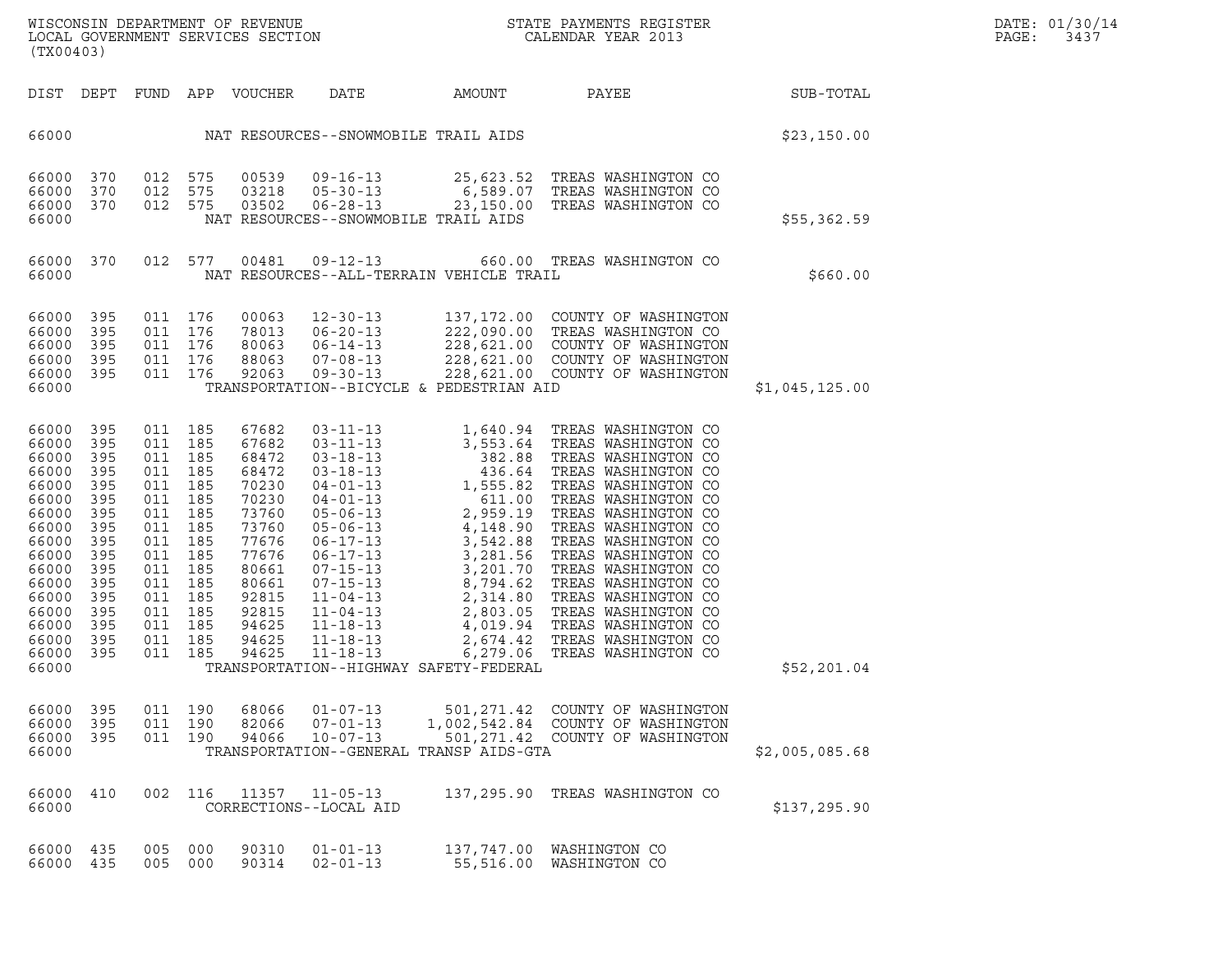WISCONSIN DEPARTMENT OF REVENUE
LOCAL GOVERNMENT SERVICES SECTION
(TX00403)

STATE PAYMENTS REGISTER
CALENDAR YEAR 2013

DATE: 01/30/14
PAGE: 3437

| DIST | DEPT | FUND | APP | VOUCHER | DATE | AMOUNT | PAYEE | SUB-TOTAL |
|---|---|---|---|---|---|---|---|---|
| 66000 | | | | NAT RESOURCES--SNOWMOBILE TRAIL AIDS | | | | $23,150.00 |
| 66000 | 370 | 012 | 575 | 00539 | 09-16-13 | 25,623.52 | TREAS WASHINGTON CO | |
| 66000 | 370 | 012 | 575 | 03218 | 05-30-13 | 6,589.07 | TREAS WASHINGTON CO | |
| 66000 | 370 | 012 | 575 | 03502 | 06-28-13 | 23,150.00 | TREAS WASHINGTON CO | |
| 66000 | | | | NAT RESOURCES--SNOWMOBILE TRAIL AIDS | | | | $55,362.59 |
| 66000 | 370 | 012 | 577 | 00481 | 09-12-13 | 660.00 | TREAS WASHINGTON CO | |
| 66000 | | | | NAT RESOURCES--ALL-TERRAIN VEHICLE TRAIL | | | | $660.00 |
| 66000 | 395 | 011 | 176 | 00063 | 12-30-13 | 137,172.00 | COUNTY OF WASHINGTON | |
| 66000 | 395 | 011 | 176 | 78013 | 06-20-13 | 222,090.00 | TREAS WASHINGTON CO | |
| 66000 | 395 | 011 | 176 | 80063 | 06-14-13 | 228,621.00 | COUNTY OF WASHINGTON | |
| 66000 | 395 | 011 | 176 | 88063 | 07-08-13 | 228,621.00 | COUNTY OF WASHINGTON | |
| 66000 | 395 | 011 | 176 | 92063 | 09-30-13 | 228,621.00 | COUNTY OF WASHINGTON | |
| 66000 | | | | TRANSPORTATION--BICYCLE & PEDESTRIAN AID | | | | $1,045,125.00 |
| 66000 | 395 | 011 | 185 | 67682 | 03-11-13 | 1,640.94 | TREAS WASHINGTON CO | |
| 66000 | 395 | 011 | 185 | 67682 | 03-11-13 | 3,553.64 | TREAS WASHINGTON CO | |
| 66000 | 395 | 011 | 185 | 68472 | 03-18-13 | 382.88 | TREAS WASHINGTON CO | |
| 66000 | 395 | 011 | 185 | 68472 | 03-18-13 | 436.64 | TREAS WASHINGTON CO | |
| 66000 | 395 | 011 | 185 | 70230 | 04-01-13 | 1,555.82 | TREAS WASHINGTON CO | |
| 66000 | 395 | 011 | 185 | 70230 | 04-01-13 | 611.00 | TREAS WASHINGTON CO | |
| 66000 | 395 | 011 | 185 | 73760 | 05-06-13 | 2,959.19 | TREAS WASHINGTON CO | |
| 66000 | 395 | 011 | 185 | 73760 | 05-06-13 | 4,148.90 | TREAS WASHINGTON CO | |
| 66000 | 395 | 011 | 185 | 77676 | 06-17-13 | 3,542.88 | TREAS WASHINGTON CO | |
| 66000 | 395 | 011 | 185 | 77676 | 06-17-13 | 3,281.56 | TREAS WASHINGTON CO | |
| 66000 | 395 | 011 | 185 | 80661 | 07-15-13 | 3,201.70 | TREAS WASHINGTON CO | |
| 66000 | 395 | 011 | 185 | 80661 | 07-15-13 | 8,794.62 | TREAS WASHINGTON CO | |
| 66000 | 395 | 011 | 185 | 92815 | 11-04-13 | 2,314.80 | TREAS WASHINGTON CO | |
| 66000 | 395 | 011 | 185 | 92815 | 11-04-13 | 2,803.05 | TREAS WASHINGTON CO | |
| 66000 | 395 | 011 | 185 | 94625 | 11-18-13 | 4,019.94 | TREAS WASHINGTON CO | |
| 66000 | 395 | 011 | 185 | 94625 | 11-18-13 | 2,674.42 | TREAS WASHINGTON CO | |
| 66000 | 395 | 011 | 185 | 94625 | 11-18-13 | 6,279.06 | TREAS WASHINGTON CO | |
| 66000 | | | | TRANSPORTATION--HIGHWAY SAFETY-FEDERAL | | | | $52,201.04 |
| 66000 | 395 | 011 | 190 | 68066 | 01-07-13 | 501,271.42 | COUNTY OF WASHINGTON | |
| 66000 | 395 | 011 | 190 | 82066 | 07-01-13 | 1,002,542.84 | COUNTY OF WASHINGTON | |
| 66000 | 395 | 011 | 190 | 94066 | 10-07-13 | 501,271.42 | COUNTY OF WASHINGTON | |
| 66000 | | | | TRANSPORTATION--GENERAL TRANSP AIDS-GTA | | | | $2,005,085.68 |
| 66000 | 410 | 002 | 116 | 11357 | 11-05-13 | 137,295.90 | TREAS WASHINGTON CO | |
| 66000 | | | | CORRECTIONS--LOCAL AID | | | | $137,295.90 |
| 66000 | 435 | 005 | 000 | 90310 | 01-01-13 | 137,747.00 | WASHINGTON CO | |
| 66000 | 435 | 005 | 000 | 90314 | 02-01-13 | 55,516.00 | WASHINGTON CO | |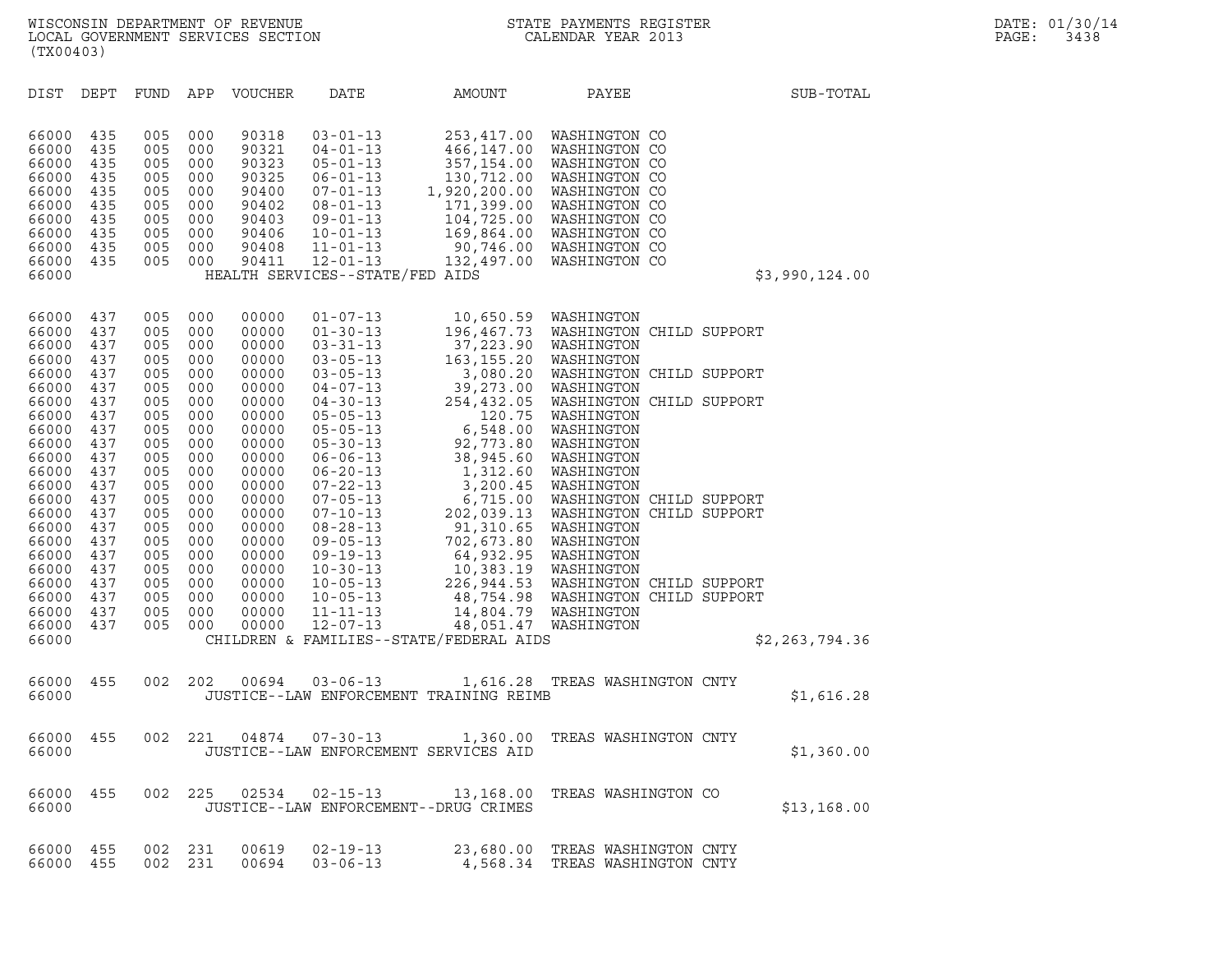WISCONSIN DEPARTMENT OF REVENUE
LOCAL GOVERNMENT SERVICES SECTION
(TX00403)

STATE PAYMENTS REGISTER
CALENDAR YEAR 2013

DATE: 01/30/14
PAGE: 3438

| DIST | DEPT | FUND | APP | VOUCHER | DATE | AMOUNT | PAYEE | SUB-TOTAL |
|---|---|---|---|---|---|---|---|---|
| 66000 | 435 | 005 | 000 | 90318 | 03-01-13 | 253,417.00 | WASHINGTON CO | |
| 66000 | 435 | 005 | 000 | 90321 | 04-01-13 | 466,147.00 | WASHINGTON CO | |
| 66000 | 435 | 005 | 000 | 90323 | 05-01-13 | 357,154.00 | WASHINGTON CO | |
| 66000 | 435 | 005 | 000 | 90325 | 06-01-13 | 130,712.00 | WASHINGTON CO | |
| 66000 | 435 | 005 | 000 | 90400 | 07-01-13 | 1,920,200.00 | WASHINGTON CO | |
| 66000 | 435 | 005 | 000 | 90402 | 08-01-13 | 171,399.00 | WASHINGTON CO | |
| 66000 | 435 | 005 | 000 | 90403 | 09-01-13 | 104,725.00 | WASHINGTON CO | |
| 66000 | 435 | 005 | 000 | 90406 | 10-01-13 | 169,864.00 | WASHINGTON CO | |
| 66000 | 435 | 005 | 000 | 90408 | 11-01-13 | 90,746.00 | WASHINGTON CO | |
| 66000 | 435 | 005 | 000 | 90411 | 12-01-13 | 132,497.00 | WASHINGTON CO | |
| 66000 | | | | | HEALTH SERVICES--STATE/FED AIDS | | | $3,990,124.00 |
| 66000 | 437 | 005 | 000 | 00000 | 01-07-13 | 10,650.59 | WASHINGTON | |
| 66000 | 437 | 005 | 000 | 00000 | 01-30-13 | 196,467.73 | WASHINGTON CHILD SUPPORT | |
| 66000 | 437 | 005 | 000 | 00000 | 03-31-13 | 37,223.90 | WASHINGTON | |
| 66000 | 437 | 005 | 000 | 00000 | 03-05-13 | 163,155.20 | WASHINGTON | |
| 66000 | 437 | 005 | 000 | 00000 | 03-05-13 | 3,080.20 | WASHINGTON CHILD SUPPORT | |
| 66000 | 437 | 005 | 000 | 00000 | 04-07-13 | 39,273.00 | WASHINGTON | |
| 66000 | 437 | 005 | 000 | 00000 | 04-30-13 | 254,432.05 | WASHINGTON CHILD SUPPORT | |
| 66000 | 437 | 005 | 000 | 00000 | 05-05-13 | 120.75 | WASHINGTON | |
| 66000 | 437 | 005 | 000 | 00000 | 05-05-13 | 6,548.00 | WASHINGTON | |
| 66000 | 437 | 005 | 000 | 00000 | 05-30-13 | 92,773.80 | WASHINGTON | |
| 66000 | 437 | 005 | 000 | 00000 | 06-06-13 | 38,945.60 | WASHINGTON | |
| 66000 | 437 | 005 | 000 | 00000 | 06-20-13 | 1,312.60 | WASHINGTON | |
| 66000 | 437 | 005 | 000 | 00000 | 07-22-13 | 3,200.45 | WASHINGTON | |
| 66000 | 437 | 005 | 000 | 00000 | 07-05-13 | 6,715.00 | WASHINGTON CHILD SUPPORT | |
| 66000 | 437 | 005 | 000 | 00000 | 07-10-13 | 202,039.13 | WASHINGTON CHILD SUPPORT | |
| 66000 | 437 | 005 | 000 | 00000 | 08-28-13 | 91,310.65 | WASHINGTON | |
| 66000 | 437 | 005 | 000 | 00000 | 09-05-13 | 702,673.80 | WASHINGTON | |
| 66000 | 437 | 005 | 000 | 00000 | 09-19-13 | 64,932.95 | WASHINGTON | |
| 66000 | 437 | 005 | 000 | 00000 | 10-30-13 | 10,383.19 | WASHINGTON | |
| 66000 | 437 | 005 | 000 | 00000 | 10-05-13 | 226,944.53 | WASHINGTON CHILD SUPPORT | |
| 66000 | 437 | 005 | 000 | 00000 | 10-05-13 | 48,754.98 | WASHINGTON CHILD SUPPORT | |
| 66000 | 437 | 005 | 000 | 00000 | 11-11-13 | 14,804.79 | WASHINGTON | |
| 66000 | 437 | 005 | 000 | 00000 | 12-07-13 | 48,051.47 | WASHINGTON | |
| 66000 | | | | | CHILDREN & FAMILIES--STATE/FEDERAL AIDS | | | $2,263,794.36 |
| 66000 | 455 | 002 | 202 | 00694 | 03-06-13 | 1,616.28 | TREAS WASHINGTON CNTY | |
| 66000 | | | | | JUSTICE--LAW ENFORCEMENT TRAINING REIMB | | | $1,616.28 |
| 66000 | 455 | 002 | 221 | 04874 | 07-30-13 | 1,360.00 | TREAS WASHINGTON CNTY | |
| 66000 | | | | | JUSTICE--LAW ENFORCEMENT SERVICES AID | | | $1,360.00 |
| 66000 | 455 | 002 | 225 | 02534 | 02-15-13 | 13,168.00 | TREAS WASHINGTON CO | |
| 66000 | | | | | JUSTICE--LAW ENFORCEMENT--DRUG CRIMES | | | $13,168.00 |
| 66000 | 455 | 002 | 231 | 00619 | 02-19-13 | 23,680.00 | TREAS WASHINGTON CNTY | |
| 66000 | 455 | 002 | 231 | 00694 | 03-06-13 | 4,568.34 | TREAS WASHINGTON CNTY | |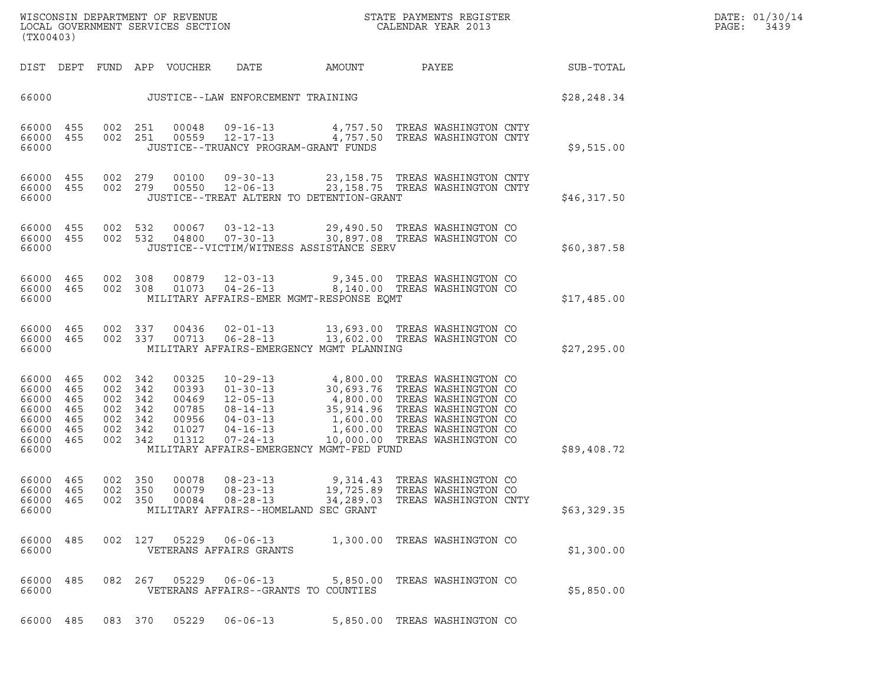WISCONSIN DEPARTMENT OF REVENUE
LOCAL GOVERNMENT SERVICES SECTION
(TX00403)

STATE PAYMENTS REGISTER
CALENDAR YEAR 2013

DATE: 01/30/14
PAGE: 3439

| DIST | DEPT | FUND | APP | VOUCHER | DATE | AMOUNT | PAYEE | SUB-TOTAL |
|---|---|---|---|---|---|---|---|---|
| 66000 | | | | | JUSTICE--LAW ENFORCEMENT TRAINING | | | $28,248.34 |
| 66000 | 455 | 002 | 251 | 00048 | 09-16-13 | 4,757.50 | TREAS WASHINGTON CNTY | |
| 66000 | 455 | 002 | 251 | 00559 | 12-17-13 | 4,757.50 | TREAS WASHINGTON CNTY | |
| 66000 | | | | | JUSTICE--TRUANCY PROGRAM-GRANT FUNDS | | | $9,515.00 |
| 66000 | 455 | 002 | 279 | 00100 | 09-30-13 | 23,158.75 | TREAS WASHINGTON CNTY | |
| 66000 | 455 | 002 | 279 | 00550 | 12-06-13 | 23,158.75 | TREAS WASHINGTON CNTY | |
| 66000 | | | | | JUSTICE--TREAT ALTERN TO DETENTION-GRANT | | | $46,317.50 |
| 66000 | 455 | 002 | 532 | 00067 | 03-12-13 | 29,490.50 | TREAS WASHINGTON CO | |
| 66000 | 455 | 002 | 532 | 04800 | 07-30-13 | 30,897.08 | TREAS WASHINGTON CO | |
| 66000 | | | | | JUSTICE--VICTIM/WITNESS ASSISTANCE SERV | | | $60,387.58 |
| 66000 | 465 | 002 | 308 | 00879 | 12-03-13 | 9,345.00 | TREAS WASHINGTON CO | |
| 66000 | 465 | 002 | 308 | 01073 | 04-26-13 | 8,140.00 | TREAS WASHINGTON CO | |
| 66000 | | | | | MILITARY AFFAIRS-EMER MGMT-RESPONSE EQMT | | | $17,485.00 |
| 66000 | 465 | 002 | 337 | 00436 | 02-01-13 | 13,693.00 | TREAS WASHINGTON CO | |
| 66000 | 465 | 002 | 337 | 00713 | 06-28-13 | 13,602.00 | TREAS WASHINGTON CO | |
| 66000 | | | | | MILITARY AFFAIRS-EMERGENCY MGMT PLANNING | | | $27,295.00 |
| 66000 | 465 | 002 | 342 | 00325 | 10-29-13 | 4,800.00 | TREAS WASHINGTON CO | |
| 66000 | 465 | 002 | 342 | 00393 | 01-30-13 | 30,693.76 | TREAS WASHINGTON CO | |
| 66000 | 465 | 002 | 342 | 00469 | 12-05-13 | 4,800.00 | TREAS WASHINGTON CO | |
| 66000 | 465 | 002 | 342 | 00785 | 08-14-13 | 35,914.96 | TREAS WASHINGTON CO | |
| 66000 | 465 | 002 | 342 | 00956 | 04-03-13 | 1,600.00 | TREAS WASHINGTON CO | |
| 66000 | 465 | 002 | 342 | 01027 | 04-16-13 | 1,600.00 | TREAS WASHINGTON CO | |
| 66000 | 465 | 002 | 342 | 01312 | 07-24-13 | 10,000.00 | TREAS WASHINGTON CO | |
| 66000 | | | | | MILITARY AFFAIRS-EMERGENCY MGMT-FED FUND | | | $89,408.72 |
| 66000 | 465 | 002 | 350 | 00078 | 08-23-13 | 9,314.43 | TREAS WASHINGTON CO | |
| 66000 | 465 | 002 | 350 | 00079 | 08-23-13 | 19,725.89 | TREAS WASHINGTON CO | |
| 66000 | 465 | 002 | 350 | 00084 | 08-28-13 | 34,289.03 | TREAS WASHINGTON CNTY | |
| 66000 | | | | | MILITARY AFFAIRS--HOMELAND SEC GRANT | | | $63,329.35 |
| 66000 | 485 | 002 | 127 | 05229 | 06-06-13 | 1,300.00 | TREAS WASHINGTON CO | |
| 66000 | | | | | VETERANS AFFAIRS GRANTS | | | $1,300.00 |
| 66000 | 485 | 082 | 267 | 05229 | 06-06-13 | 5,850.00 | TREAS WASHINGTON CO | |
| 66000 | | | | | VETERANS AFFAIRS--GRANTS TO COUNTIES | | | $5,850.00 |
| 66000 | 485 | 083 | 370 | 05229 | 06-06-13 | 5,850.00 | TREAS WASHINGTON CO | |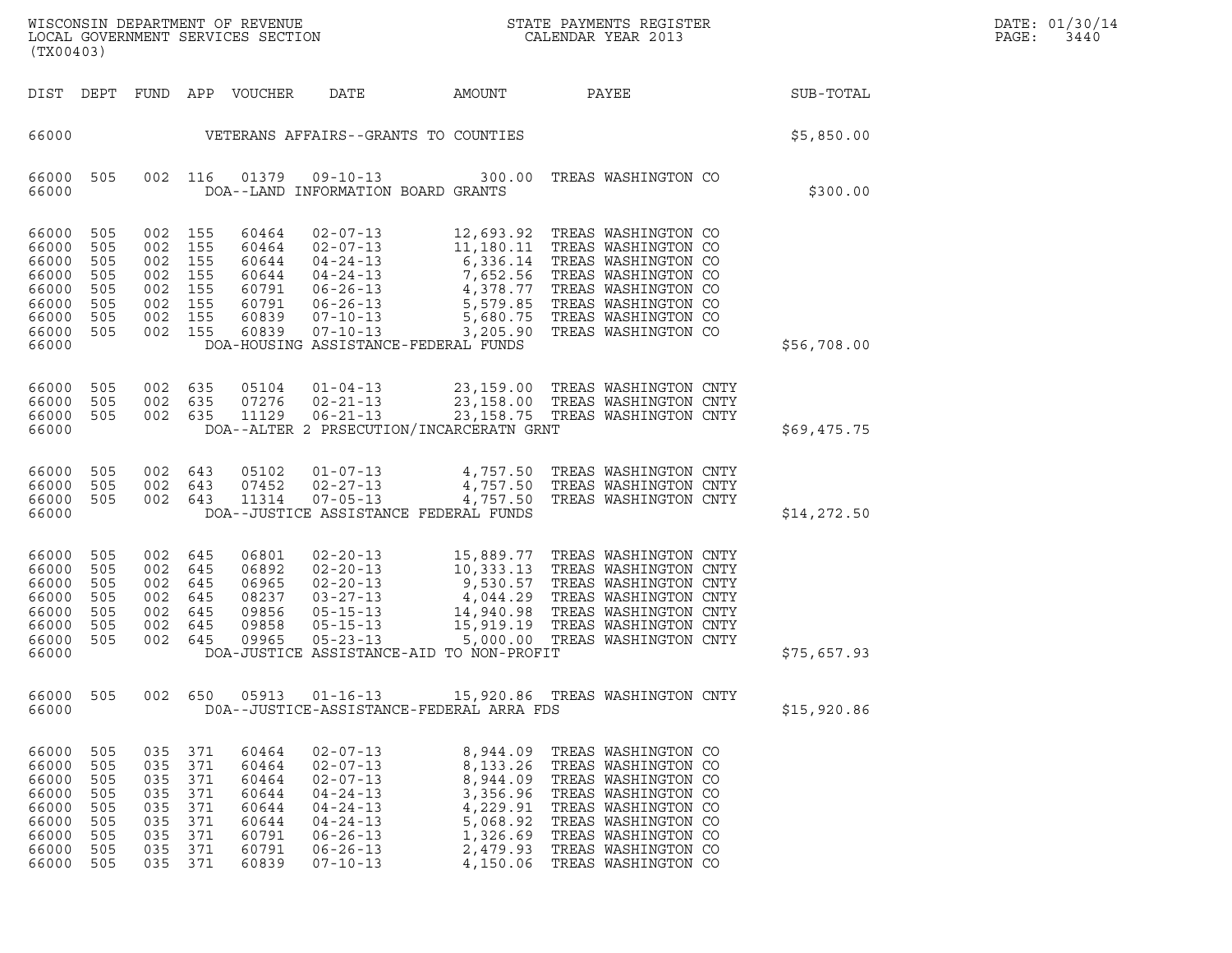WISCONSIN DEPARTMENT OF REVENUE
LOCAL GOVERNMENT SERVICES SECTION
(TX00403)

STATE PAYMENTS REGISTER
CALENDAR YEAR 2013

DATE: 01/30/14
PAGE: 3440

| DIST | DEPT | FUND | APP | VOUCHER | DATE | AMOUNT | PAYEE | SUB-TOTAL |
|---|---|---|---|---|---|---|---|---|
| 66000 | | | | | VETERANS AFFAIRS--GRANTS TO COUNTIES | | | $5,850.00 |
| 66000 | 505 | 002 | 116 | 01379 | 09-10-13 | 300.00 | TREAS WASHINGTON CO | |
| 66000 | | | | | DOA--LAND INFORMATION BOARD GRANTS | | | $300.00 |
| 66000 | 505 | 002 | 155 | 60464 | 02-07-13 | 12,693.92 | TREAS WASHINGTON CO | |
| 66000 | 505 | 002 | 155 | 60464 | 02-07-13 | 11,180.11 | TREAS WASHINGTON CO | |
| 66000 | 505 | 002 | 155 | 60644 | 04-24-13 | 6,336.14 | TREAS WASHINGTON CO | |
| 66000 | 505 | 002 | 155 | 60644 | 04-24-13 | 7,652.56 | TREAS WASHINGTON CO | |
| 66000 | 505 | 002 | 155 | 60791 | 06-26-13 | 4,378.77 | TREAS WASHINGTON CO | |
| 66000 | 505 | 002 | 155 | 60791 | 06-26-13 | 5,579.85 | TREAS WASHINGTON CO | |
| 66000 | 505 | 002 | 155 | 60839 | 07-10-13 | 5,680.75 | TREAS WASHINGTON CO | |
| 66000 | 505 | 002 | 155 | 60839 | 07-10-13 | 3,205.90 | TREAS WASHINGTON CO | |
| 66000 | | | | | DOA-HOUSING ASSISTANCE-FEDERAL FUNDS | | | $56,708.00 |
| 66000 | 505 | 002 | 635 | 05104 | 01-04-13 | 23,159.00 | TREAS WASHINGTON CNTY | |
| 66000 | 505 | 002 | 635 | 07276 | 02-21-13 | 23,158.00 | TREAS WASHINGTON CNTY | |
| 66000 | 505 | 002 | 635 | 11129 | 06-21-13 | 23,158.75 | TREAS WASHINGTON CNTY | |
| 66000 | | | | | DOA--ALTER 2 PRSECUTION/INCARCERATN GRNT | | | $69,475.75 |
| 66000 | 505 | 002 | 643 | 05102 | 01-07-13 | 4,757.50 | TREAS WASHINGTON CNTY | |
| 66000 | 505 | 002 | 643 | 07452 | 02-27-13 | 4,757.50 | TREAS WASHINGTON CNTY | |
| 66000 | 505 | 002 | 643 | 11314 | 07-05-13 | 4,757.50 | TREAS WASHINGTON CNTY | |
| 66000 | | | | | DOA--JUSTICE ASSISTANCE FEDERAL FUNDS | | | $14,272.50 |
| 66000 | 505 | 002 | 645 | 06801 | 02-20-13 | 15,889.77 | TREAS WASHINGTON CNTY | |
| 66000 | 505 | 002 | 645 | 06892 | 02-20-13 | 10,333.13 | TREAS WASHINGTON CNTY | |
| 66000 | 505 | 002 | 645 | 06965 | 02-20-13 | 9,530.57 | TREAS WASHINGTON CNTY | |
| 66000 | 505 | 002 | 645 | 08237 | 03-27-13 | 4,044.29 | TREAS WASHINGTON CNTY | |
| 66000 | 505 | 002 | 645 | 09856 | 05-15-13 | 14,940.98 | TREAS WASHINGTON CNTY | |
| 66000 | 505 | 002 | 645 | 09858 | 05-15-13 | 15,919.19 | TREAS WASHINGTON CNTY | |
| 66000 | 505 | 002 | 645 | 09965 | 05-23-13 | 5,000.00 | TREAS WASHINGTON CNTY | |
| 66000 | | | | | DOA-JUSTICE ASSISTANCE-AID TO NON-PROFIT | | | $75,657.93 |
| 66000 | 505 | 002 | 650 | 05913 | 01-16-13 | 15,920.86 | TREAS WASHINGTON CNTY | |
| 66000 | | | | | D0A--JUSTICE-ASSISTANCE-FEDERAL ARRA FDS | | | $15,920.86 |
| 66000 | 505 | 035 | 371 | 60464 | 02-07-13 | 8,944.09 | TREAS WASHINGTON CO | |
| 66000 | 505 | 035 | 371 | 60464 | 02-07-13 | 8,133.26 | TREAS WASHINGTON CO | |
| 66000 | 505 | 035 | 371 | 60464 | 02-07-13 | 8,944.09 | TREAS WASHINGTON CO | |
| 66000 | 505 | 035 | 371 | 60644 | 04-24-13 | 3,356.96 | TREAS WASHINGTON CO | |
| 66000 | 505 | 035 | 371 | 60644 | 04-24-13 | 4,229.91 | TREAS WASHINGTON CO | |
| 66000 | 505 | 035 | 371 | 60644 | 04-24-13 | 5,068.92 | TREAS WASHINGTON CO | |
| 66000 | 505 | 035 | 371 | 60791 | 06-26-13 | 1,326.69 | TREAS WASHINGTON CO | |
| 66000 | 505 | 035 | 371 | 60791 | 06-26-13 | 2,479.93 | TREAS WASHINGTON CO | |
| 66000 | 505 | 035 | 371 | 60839 | 07-10-13 | 4,150.06 | TREAS WASHINGTON CO | |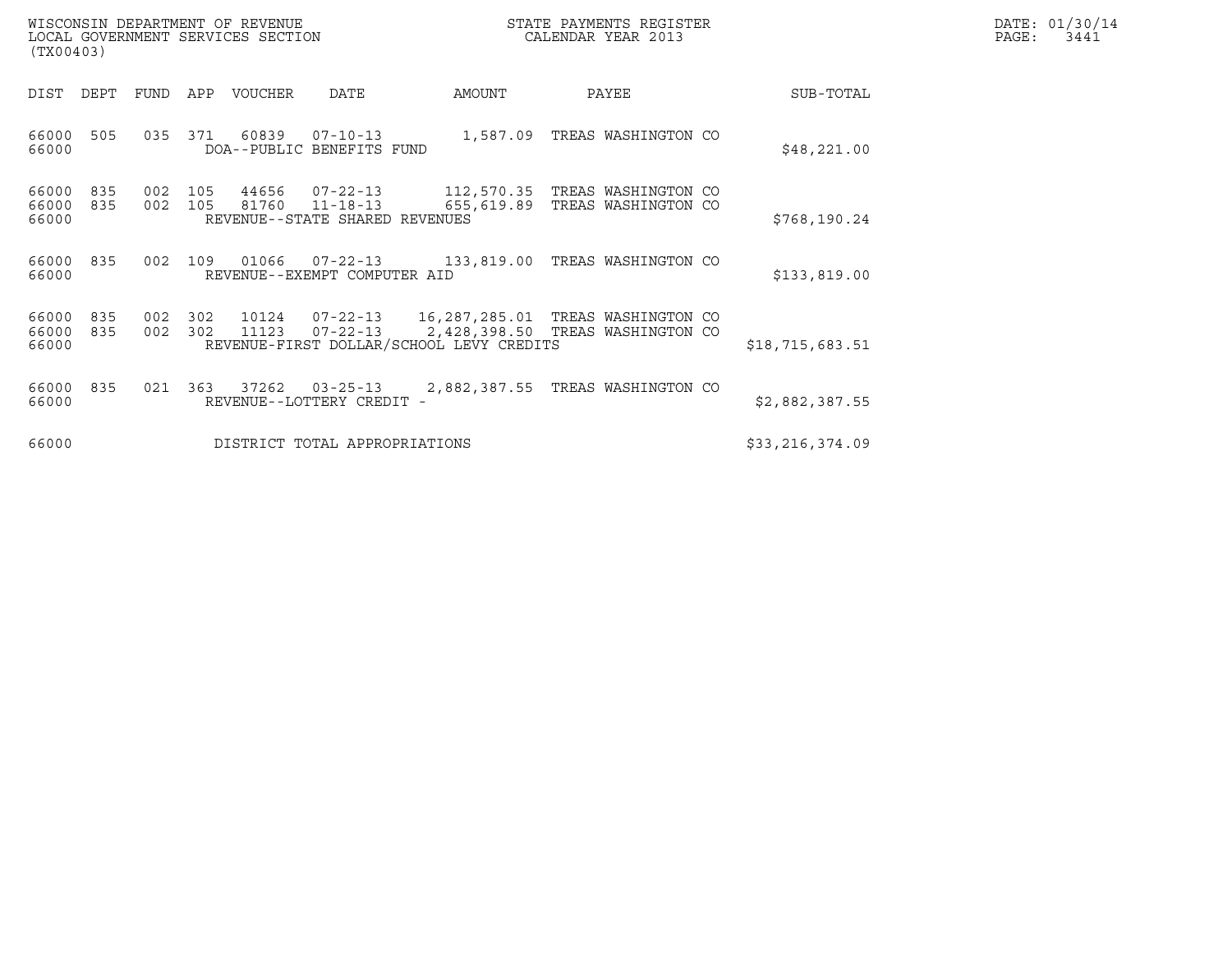WISCONSIN DEPARTMENT OF REVENUE
LOCAL GOVERNMENT SERVICES SECTION
(TX00403)

STATE PAYMENTS REGISTER
CALENDAR YEAR 2013

DATE: 01/30/14
PAGE: 3441

| DIST | DEPT | FUND | APP | VOUCHER | DATE | AMOUNT | PAYEE | SUB-TOTAL |
|---|---|---|---|---|---|---|---|---|
| 66000 | 505 | 035 | 371 | 60839 | 07-10-13 | 1,587.09 | TREAS WASHINGTON CO | |
| 66000 | | | | DOA--PUBLIC BENEFITS FUND | | | | $48,221.00 |
| 66000 | 835 | 002 | 105 | 44656 | 07-22-13 | 112,570.35 | TREAS WASHINGTON CO | |
| 66000 | 835 | 002 | 105 | 81760 | 11-18-13 | 655,619.89 | TREAS WASHINGTON CO | |
| 66000 | | | | REVENUE--STATE SHARED REVENUES | | | | $768,190.24 |
| 66000 | 835 | 002 | 109 | 01066 | 07-22-13 | 133,819.00 | TREAS WASHINGTON CO | |
| 66000 | | | | REVENUE--EXEMPT COMPUTER AID | | | | $133,819.00 |
| 66000 | 835 | 002 | 302 | 10124 | 07-22-13 | 16,287,285.01 | TREAS WASHINGTON CO | |
| 66000 | 835 | 002 | 302 | 11123 | 07-22-13 | 2,428,398.50 | TREAS WASHINGTON CO | |
| 66000 | | | | REVENUE-FIRST DOLLAR/SCHOOL LEVY CREDITS | | | | $18,715,683.51 |
| 66000 | 835 | 021 | 363 | 37262 | 03-25-13 | 2,882,387.55 | TREAS WASHINGTON CO | |
| 66000 | | | | REVENUE--LOTTERY CREDIT - | | | | $2,882,387.55 |
| 66000 | | | | DISTRICT TOTAL APPROPRIATIONS | | | | $33,216,374.09 |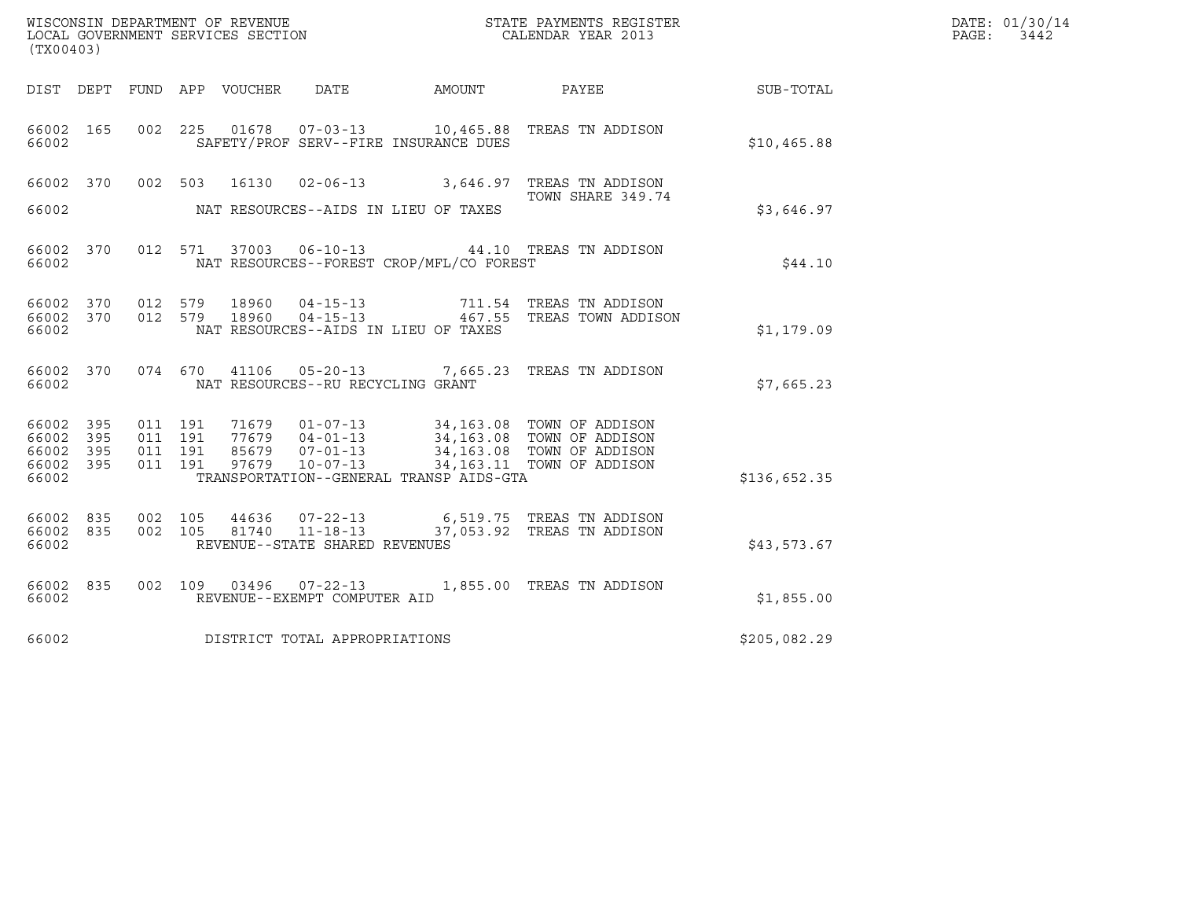WISCONSIN DEPARTMENT OF REVENUE
LOCAL GOVERNMENT SERVICES SECTION
(TX00403)

STATE PAYMENTS REGISTER
CALENDAR YEAR 2013

DATE: 01/30/14
PAGE: 3442

| DIST | DEPT | FUND | APP | VOUCHER | DATE | AMOUNT | PAYEE | SUB-TOTAL |
|---|---|---|---|---|---|---|---|---|
| 66002 | 165 | 002 | 225 | 01678 | 07-03-13 | 10,465.88 | TREAS TN ADDISON | |
| 66002 | | | | | SAFETY/PROF SERV--FIRE INSURANCE DUES | | | $10,465.88 |
| 66002 | 370 | 002 | 503 | 16130 | 02-06-13 | 3,646.97 | TREAS TN ADDISON TOWN SHARE 349.74 | |
| 66002 | | | | | NAT RESOURCES--AIDS IN LIEU OF TAXES | | | $3,646.97 |
| 66002 | 370 | 012 | 571 | 37003 | 06-10-13 | 44.10 | TREAS TN ADDISON | |
| 66002 | | | | | NAT RESOURCES--FOREST CROP/MFL/CO FOREST | | | $44.10 |
| 66002 | 370 | 012 | 579 | 18960 | 04-15-13 | 711.54 | TREAS TN ADDISON | |
| 66002 | 370 | 012 | 579 | 18960 | 04-15-13 | 467.55 | TREAS TOWN ADDISON | |
| 66002 | | | | | NAT RESOURCES--AIDS IN LIEU OF TAXES | | | $1,179.09 |
| 66002 | 370 | 074 | 670 | 41106 | 05-20-13 | 7,665.23 | TREAS TN ADDISON | |
| 66002 | | | | | NAT RESOURCES--RU RECYCLING GRANT | | | $7,665.23 |
| 66002 | 395 | 011 | 191 | 71679 | 01-07-13 | 34,163.08 | TOWN OF ADDISON | |
| 66002 | 395 | 011 | 191 | 77679 | 04-01-13 | 34,163.08 | TOWN OF ADDISON | |
| 66002 | 395 | 011 | 191 | 85679 | 07-01-13 | 34,163.08 | TOWN OF ADDISON | |
| 66002 | 395 | 011 | 191 | 97679 | 10-07-13 | 34,163.11 | TOWN OF ADDISON | |
| 66002 | | | | | TRANSPORTATION--GENERAL TRANSP AIDS-GTA | | | $136,652.35 |
| 66002 | 835 | 002 | 105 | 44636 | 07-22-13 | 6,519.75 | TREAS TN ADDISON | |
| 66002 | 835 | 002 | 105 | 81740 | 11-18-13 | 37,053.92 | TREAS TN ADDISON | |
| 66002 | | | | | REVENUE--STATE SHARED REVENUES | | | $43,573.67 |
| 66002 | 835 | 002 | 109 | 03496 | 07-22-13 | 1,855.00 | TREAS TN ADDISON | |
| 66002 | | | | | REVENUE--EXEMPT COMPUTER AID | | | $1,855.00 |
| 66002 | | | | | DISTRICT TOTAL APPROPRIATIONS | | | $205,082.29 |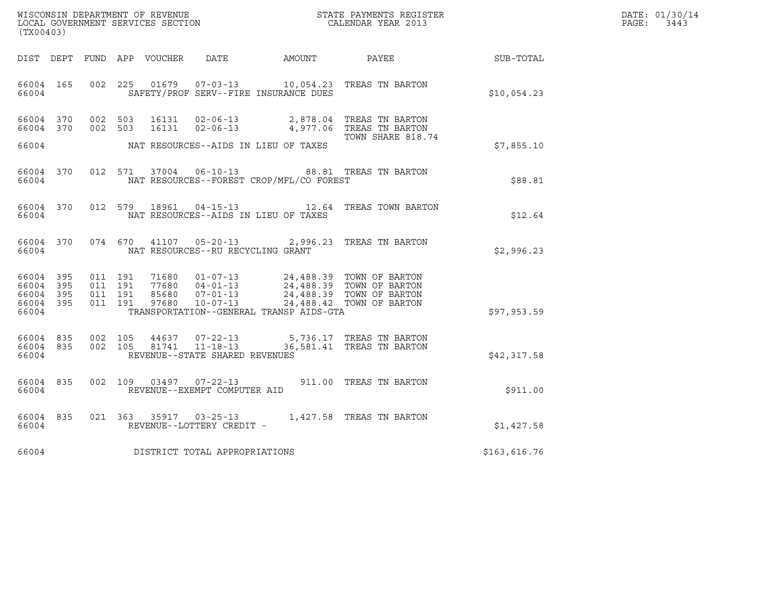WISCONSIN DEPARTMENT OF REVENUE
LOCAL GOVERNMENT SERVICES SECTION
(TX00403)

STATE PAYMENTS REGISTER
CALENDAR YEAR 2013

DATE: 01/30/14
PAGE: 3443

| DIST | DEPT | FUND | APP | VOUCHER | DATE | AMOUNT | PAYEE | SUB-TOTAL |
|---|---|---|---|---|---|---|---|---|
| 66004 | 165 | 002 | 225 | 01679 | 07-03-13 | 10,054.23 | TREAS TN BARTON | |
| 66004 | | | | | SAFETY/PROF SERV--FIRE INSURANCE DUES | | | $10,054.23 |
| 66004 | 370 | 002 | 503 | 16131 | 02-06-13 | 2,878.04 | TREAS TN BARTON | |
| 66004 | 370 | 002 | 503 | 16131 | 02-06-13 | 4,977.06 | TREAS TN BARTON | |
| | | | | | | | TOWN SHARE 818.74 | |
| 66004 | | | | | NAT RESOURCES--AIDS IN LIEU OF TAXES | | | $7,855.10 |
| 66004 | 370 | 012 | 571 | 37004 | 06-10-13 | 88.81 | TREAS TN BARTON | |
| 66004 | | | | | NAT RESOURCES--FOREST CROP/MFL/CO FOREST | | | $88.81 |
| 66004 | 370 | 012 | 579 | 18961 | 04-15-13 | 12.64 | TREAS TOWN BARTON | |
| 66004 | | | | | NAT RESOURCES--AIDS IN LIEU OF TAXES | | | $12.64 |
| 66004 | 370 | 074 | 670 | 41107 | 05-20-13 | 2,996.23 | TREAS TN BARTON | |
| 66004 | | | | | NAT RESOURCES--RU RECYCLING GRANT | | | $2,996.23 |
| 66004 | 395 | 011 | 191 | 71680 | 01-07-13 | 24,488.39 | TOWN OF BARTON | |
| 66004 | 395 | 011 | 191 | 77680 | 04-01-13 | 24,488.39 | TOWN OF BARTON | |
| 66004 | 395 | 011 | 191 | 85680 | 07-01-13 | 24,488.39 | TOWN OF BARTON | |
| 66004 | 395 | 011 | 191 | 97680 | 10-07-13 | 24,488.42 | TOWN OF BARTON | |
| 66004 | | | | | TRANSPORTATION--GENERAL TRANSP AIDS-GTA | | | $97,953.59 |
| 66004 | 835 | 002 | 105 | 44637 | 07-22-13 | 5,736.17 | TREAS TN BARTON | |
| 66004 | 835 | 002 | 105 | 81741 | 11-18-13 | 36,581.41 | TREAS TN BARTON | |
| 66004 | | | | | REVENUE--STATE SHARED REVENUES | | | $42,317.58 |
| 66004 | 835 | 002 | 109 | 03497 | 07-22-13 | 911.00 | TREAS TN BARTON | |
| 66004 | | | | | REVENUE--EXEMPT COMPUTER AID | | | $911.00 |
| 66004 | 835 | 021 | 363 | 35917 | 03-25-13 | 1,427.58 | TREAS TN BARTON | |
| 66004 | | | | | REVENUE--LOTTERY CREDIT - | | | $1,427.58 |
| 66004 | | | | | DISTRICT TOTAL APPROPRIATIONS | | | $163,616.76 |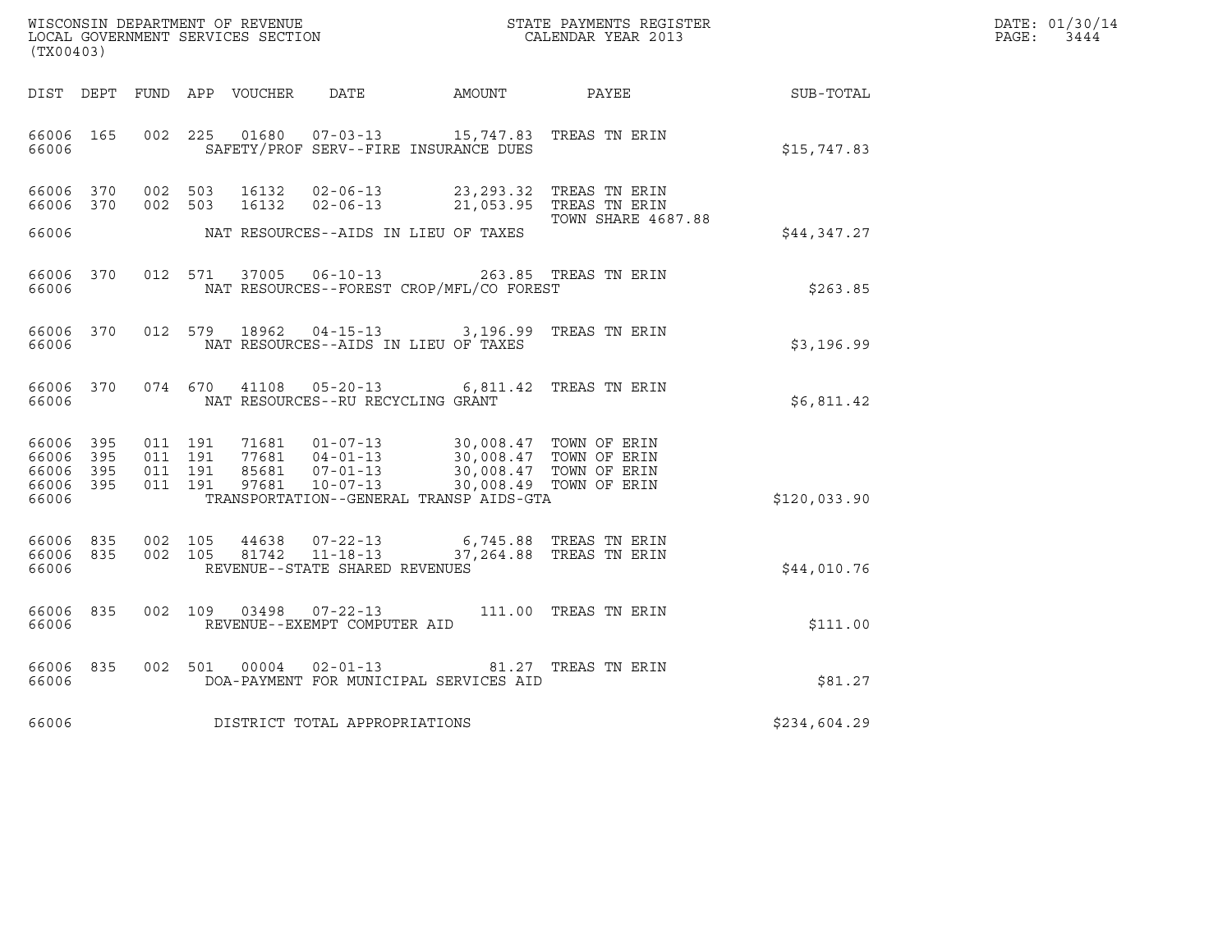WISCONSIN DEPARTMENT OF REVENUE
LOCAL GOVERNMENT SERVICES SECTION
(TX00403)

STATE PAYMENTS REGISTER
CALENDAR YEAR 2013

DATE: 01/30/14
PAGE: 3444

| DIST | DEPT | FUND | APP | VOUCHER | DATE | AMOUNT | PAYEE | SUB-TOTAL |
|---|---|---|---|---|---|---|---|---|
| 66006 | 165 | 002 | 225 | 01680 | 07-03-13 | 15,747.83 | TREAS TN ERIN | |
| 66006 | | | | | SAFETY/PROF SERV--FIRE INSURANCE DUES | | | $15,747.83 |
| 66006 | 370 | 002 | 503 | 16132 | 02-06-13 | 23,293.32 | TREAS TN ERIN | |
| 66006 | 370 | 002 | 503 | 16132 | 02-06-13 | 21,053.95 | TREAS TN ERIN | |
| | | | | | | | TOWN SHARE 4687.88 | |
| 66006 | | | | | NAT RESOURCES--AIDS IN LIEU OF TAXES | | | $44,347.27 |
| 66006 | 370 | 012 | 571 | 37005 | 06-10-13 | 263.85 | TREAS TN ERIN | |
| 66006 | | | | | NAT RESOURCES--FOREST CROP/MFL/CO FOREST | | | $263.85 |
| 66006 | 370 | 012 | 579 | 18962 | 04-15-13 | 3,196.99 | TREAS TN ERIN | |
| 66006 | | | | | NAT RESOURCES--AIDS IN LIEU OF TAXES | | | $3,196.99 |
| 66006 | 370 | 074 | 670 | 41108 | 05-20-13 | 6,811.42 | TREAS TN ERIN | |
| 66006 | | | | | NAT RESOURCES--RU RECYCLING GRANT | | | $6,811.42 |
| 66006 | 395 | 011 | 191 | 71681 | 01-07-13 | 30,008.47 | TOWN OF ERIN | |
| 66006 | 395 | 011 | 191 | 77681 | 04-01-13 | 30,008.47 | TOWN OF ERIN | |
| 66006 | 395 | 011 | 191 | 85681 | 07-01-13 | 30,008.47 | TOWN OF ERIN | |
| 66006 | 395 | 011 | 191 | 97681 | 10-07-13 | 30,008.49 | TOWN OF ERIN | |
| 66006 | | | | | TRANSPORTATION--GENERAL TRANSP AIDS-GTA | | | $120,033.90 |
| 66006 | 835 | 002 | 105 | 44638 | 07-22-13 | 6,745.88 | TREAS TN ERIN | |
| 66006 | 835 | 002 | 105 | 81742 | 11-18-13 | 37,264.88 | TREAS TN ERIN | |
| 66006 | | | | | REVENUE--STATE SHARED REVENUES | | | $44,010.76 |
| 66006 | 835 | 002 | 109 | 03498 | 07-22-13 | 111.00 | TREAS TN ERIN | |
| 66006 | | | | | REVENUE--EXEMPT COMPUTER AID | | | $111.00 |
| 66006 | 835 | 002 | 501 | 00004 | 02-01-13 | 81.27 | TREAS TN ERIN | |
| 66006 | | | | | DOA-PAYMENT FOR MUNICIPAL SERVICES AID | | | $81.27 |
| 66006 | | | | | DISTRICT TOTAL APPROPRIATIONS | | | $234,604.29 |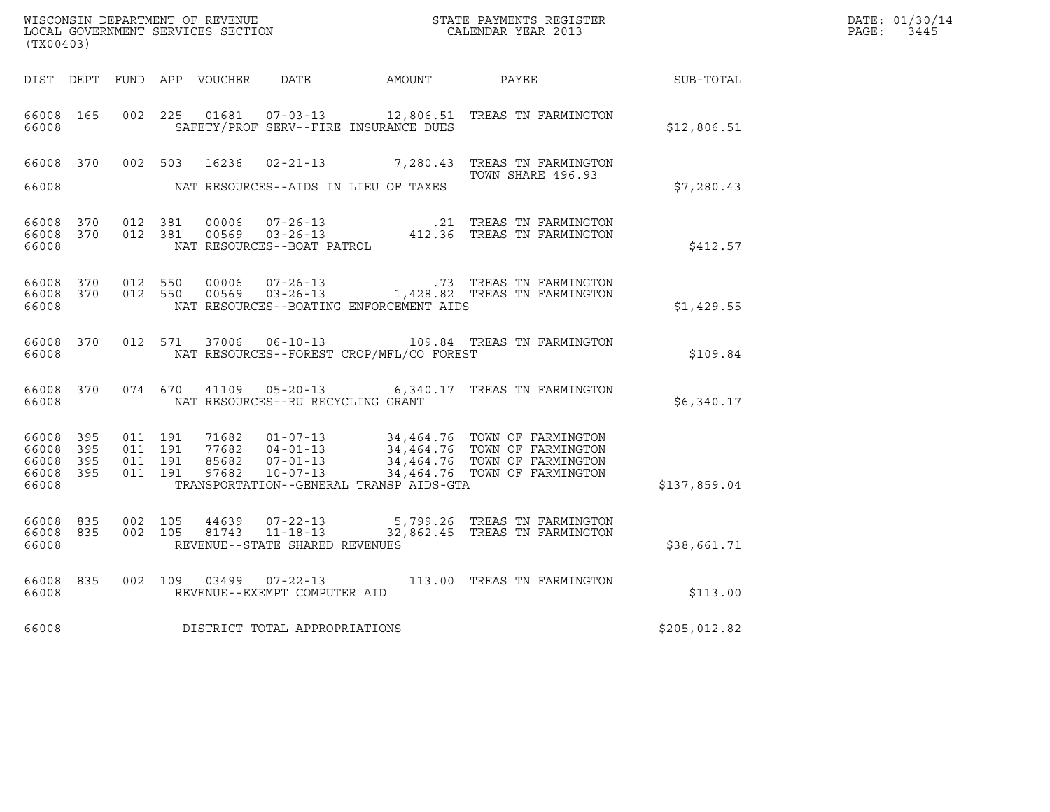WISCONSIN DEPARTMENT OF REVENUE
LOCAL GOVERNMENT SERVICES SECTION
(TX00403)

STATE PAYMENTS REGISTER
CALENDAR YEAR 2013

DATE: 01/30/14
PAGE: 3445

| DIST | DEPT | FUND | APP | VOUCHER | DATE | AMOUNT | PAYEE | SUB-TOTAL |
|---|---|---|---|---|---|---|---|---|
| 66008 | 165 | 002 | 225 | 01681 | 07-03-13 | 12,806.51 | TREAS TN FARMINGTON | |
| 66008 | | | | | SAFETY/PROF SERV--FIRE INSURANCE DUES | | | $12,806.51 |
| 66008 | 370 | 002 | 503 | 16236 | 02-21-13 | 7,280.43 | TREAS TN FARMINGTON | |
| | | | | | | | TOWN SHARE 496.93 | |
| 66008 | | | | | NAT RESOURCES--AIDS IN LIEU OF TAXES | | | $7,280.43 |
| 66008 | 370 | 012 | 381 | 00006 | 07-26-13 | .21 | TREAS TN FARMINGTON | |
| 66008 | 370 | 012 | 381 | 00569 | 03-26-13 | 412.36 | TREAS TN FARMINGTON | |
| 66008 | | | | | NAT RESOURCES--BOAT PATROL | | | $412.57 |
| 66008 | 370 | 012 | 550 | 00006 | 07-26-13 | .73 | TREAS TN FARMINGTON | |
| 66008 | 370 | 012 | 550 | 00569 | 03-26-13 | 1,428.82 | TREAS TN FARMINGTON | |
| 66008 | | | | | NAT RESOURCES--BOATING ENFORCEMENT AIDS | | | $1,429.55 |
| 66008 | 370 | 012 | 571 | 37006 | 06-10-13 | 109.84 | TREAS TN FARMINGTON | |
| 66008 | | | | | NAT RESOURCES--FOREST CROP/MFL/CO FOREST | | | $109.84 |
| 66008 | 370 | 074 | 670 | 41109 | 05-20-13 | 6,340.17 | TREAS TN FARMINGTON | |
| 66008 | | | | | NAT RESOURCES--RU RECYCLING GRANT | | | $6,340.17 |
| 66008 | 395 | 011 | 191 | 71682 | 01-07-13 | 34,464.76 | TOWN OF FARMINGTON | |
| 66008 | 395 | 011 | 191 | 77682 | 04-01-13 | 34,464.76 | TOWN OF FARMINGTON | |
| 66008 | 395 | 011 | 191 | 85682 | 07-01-13 | 34,464.76 | TOWN OF FARMINGTON | |
| 66008 | 395 | 011 | 191 | 97682 | 10-07-13 | 34,464.76 | TOWN OF FARMINGTON | |
| 66008 | | | | | TRANSPORTATION--GENERAL TRANSP AIDS-GTA | | | $137,859.04 |
| 66008 | 835 | 002 | 105 | 44639 | 07-22-13 | 5,799.26 | TREAS TN FARMINGTON | |
| 66008 | 835 | 002 | 105 | 81743 | 11-18-13 | 32,862.45 | TREAS TN FARMINGTON | |
| 66008 | | | | | REVENUE--STATE SHARED REVENUES | | | $38,661.71 |
| 66008 | 835 | 002 | 109 | 03499 | 07-22-13 | 113.00 | TREAS TN FARMINGTON | |
| 66008 | | | | | REVENUE--EXEMPT COMPUTER AID | | | $113.00 |
| 66008 | | | | | DISTRICT TOTAL APPROPRIATIONS | | | $205,012.82 |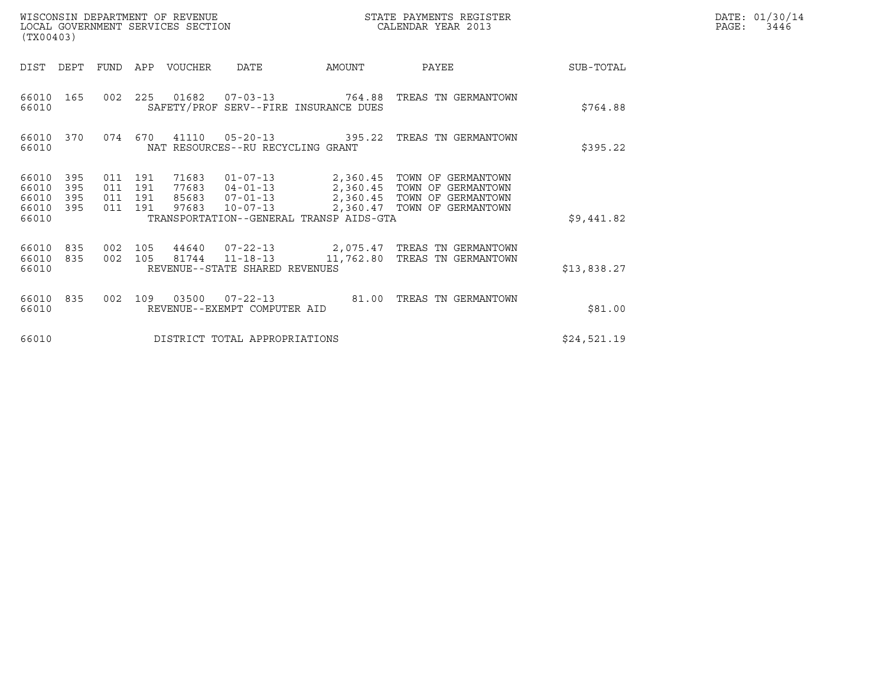WISCONSIN DEPARTMENT OF REVENUE
LOCAL GOVERNMENT SERVICES SECTION
(TX00403)

STATE PAYMENTS REGISTER
CALENDAR YEAR 2013

DATE: 01/30/14
PAGE: 3446

| DIST | DEPT | FUND | APP | VOUCHER | DATE | AMOUNT | PAYEE | SUB-TOTAL |
|---|---|---|---|---|---|---|---|---|
| 66010 | 165 | 002 | 225 | 01682 | 07-03-13 | 764.88 | TREAS TN GERMANTOWN | |
| 66010 | | | | SAFETY/PROF SERV--FIRE INSURANCE DUES | | | | $764.88 |
| 66010 | 370 | 074 | 670 | 41110 | 05-20-13 | 395.22 | TREAS TN GERMANTOWN | |
| 66010 | | | | NAT RESOURCES--RU RECYCLING GRANT | | | | $395.22 |
| 66010 | 395 | 011 | 191 | 71683 | 01-07-13 | 2,360.45 | TOWN OF GERMANTOWN | |
| 66010 | 395 | 011 | 191 | 77683 | 04-01-13 | 2,360.45 | TOWN OF GERMANTOWN | |
| 66010 | 395 | 011 | 191 | 85683 | 07-01-13 | 2,360.45 | TOWN OF GERMANTOWN | |
| 66010 | 395 | 011 | 191 | 97683 | 10-07-13 | 2,360.47 | TOWN OF GERMANTOWN | |
| 66010 | | | | TRANSPORTATION--GENERAL TRANSP AIDS-GTA | | | | $9,441.82 |
| 66010 | 835 | 002 | 105 | 44640 | 07-22-13 | 2,075.47 | TREAS TN GERMANTOWN | |
| 66010 | 835 | 002 | 105 | 81744 | 11-18-13 | 11,762.80 | TREAS TN GERMANTOWN | |
| 66010 | | | | REVENUE--STATE SHARED REVENUES | | | | $13,838.27 |
| 66010 | 835 | 002 | 109 | 03500 | 07-22-13 | 81.00 | TREAS TN GERMANTOWN | |
| 66010 | | | | REVENUE--EXEMPT COMPUTER AID | | | | $81.00 |
| 66010 | | | | DISTRICT TOTAL APPROPRIATIONS | | | | $24,521.19 |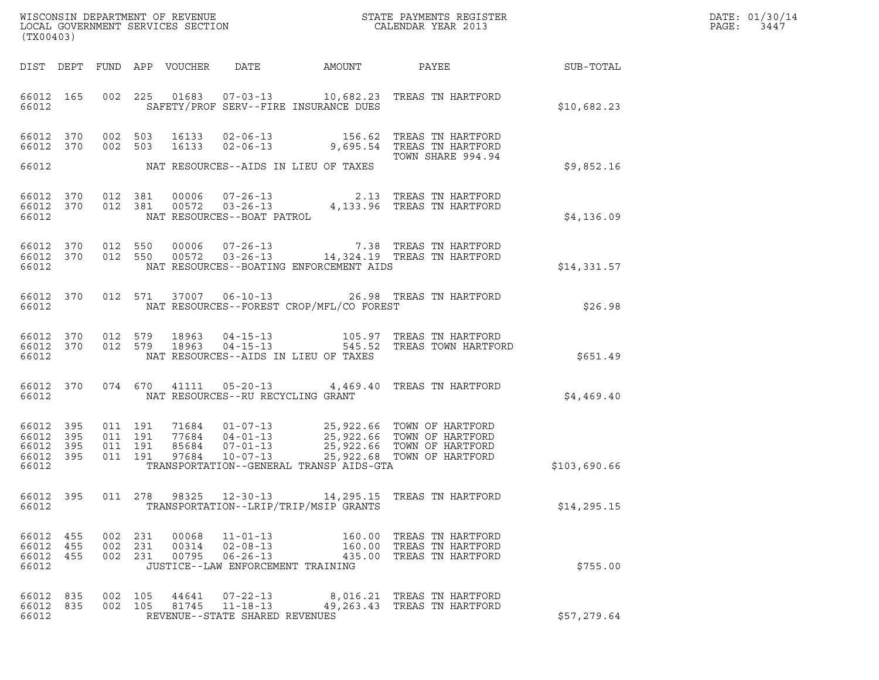WISCONSIN DEPARTMENT OF REVENUE
LOCAL GOVERNMENT SERVICES SECTION
(TX00403)

STATE PAYMENTS REGISTER
CALENDAR YEAR 2013

DATE: 01/30/14
PAGE: 3447

| DIST | DEPT | FUND | APP | VOUCHER | DATE | AMOUNT | PAYEE | SUB-TOTAL |
|---|---|---|---|---|---|---|---|---|
| 66012 | 165 | 002 | 225 | 01683 | 07-03-13 | 10,682.23 | TREAS TN HARTFORD | |
| 66012 | | | | SAFETY/PROF SERV--FIRE INSURANCE DUES | | | | $10,682.23 |
| 66012 | 370 | 002 | 503 | 16133 | 02-06-13 | 156.62 | TREAS TN HARTFORD | |
| 66012 | 370 | 002 | 503 | 16133 | 02-06-13 | 9,695.54 | TREAS TN HARTFORD TOWN SHARE 994.94 | |
| 66012 | | | | NAT RESOURCES--AIDS IN LIEU OF TAXES | | | | $9,852.16 |
| 66012 | 370 | 012 | 381 | 00006 | 07-26-13 | 2.13 | TREAS TN HARTFORD | |
| 66012 | 370 | 012 | 381 | 00572 | 03-26-13 | 4,133.96 | TREAS TN HARTFORD | |
| 66012 | | | | NAT RESOURCES--BOAT PATROL | | | | $4,136.09 |
| 66012 | 370 | 012 | 550 | 00006 | 07-26-13 | 7.38 | TREAS TN HARTFORD | |
| 66012 | 370 | 012 | 550 | 00572 | 03-26-13 | 14,324.19 | TREAS TN HARTFORD | |
| 66012 | | | | NAT RESOURCES--BOATING ENFORCEMENT AIDS | | | | $14,331.57 |
| 66012 | 370 | 012 | 571 | 37007 | 06-10-13 | 26.98 | TREAS TN HARTFORD | |
| 66012 | | | | NAT RESOURCES--FOREST CROP/MFL/CO FOREST | | | | $26.98 |
| 66012 | 370 | 012 | 579 | 18963 | 04-15-13 | 105.97 | TREAS TN HARTFORD | |
| 66012 | 370 | 012 | 579 | 18963 | 04-15-13 | 545.52 | TREAS TOWN HARTFORD | |
| 66012 | | | | NAT RESOURCES--AIDS IN LIEU OF TAXES | | | | $651.49 |
| 66012 | 370 | 074 | 670 | 41111 | 05-20-13 | 4,469.40 | TREAS TN HARTFORD | |
| 66012 | | | | NAT RESOURCES--RU RECYCLING GRANT | | | | $4,469.40 |
| 66012 | 395 | 011 | 191 | 71684 | 01-07-13 | 25,922.66 | TOWN OF HARTFORD | |
| 66012 | 395 | 011 | 191 | 77684 | 04-01-13 | 25,922.66 | TOWN OF HARTFORD | |
| 66012 | 395 | 011 | 191 | 85684 | 07-01-13 | 25,922.66 | TOWN OF HARTFORD | |
| 66012 | 395 | 011 | 191 | 97684 | 10-07-13 | 25,922.68 | TOWN OF HARTFORD | |
| 66012 | | | | TRANSPORTATION--GENERAL TRANSP AIDS-GTA | | | | $103,690.66 |
| 66012 | 395 | 011 | 278 | 98325 | 12-30-13 | 14,295.15 | TREAS TN HARTFORD | |
| 66012 | | | | TRANSPORTATION--LRIP/TRIP/MSIP GRANTS | | | | $14,295.15 |
| 66012 | 455 | 002 | 231 | 00068 | 11-01-13 | 160.00 | TREAS TN HARTFORD | |
| 66012 | 455 | 002 | 231 | 00314 | 02-08-13 | 160.00 | TREAS TN HARTFORD | |
| 66012 | 455 | 002 | 231 | 00795 | 06-26-13 | 435.00 | TREAS TN HARTFORD | |
| 66012 | | | | JUSTICE--LAW ENFORCEMENT TRAINING | | | | $755.00 |
| 66012 | 835 | 002 | 105 | 44641 | 07-22-13 | 8,016.21 | TREAS TN HARTFORD | |
| 66012 | 835 | 002 | 105 | 81745 | 11-18-13 | 49,263.43 | TREAS TN HARTFORD | |
| 66012 | | | | REVENUE--STATE SHARED REVENUES | | | | $57,279.64 |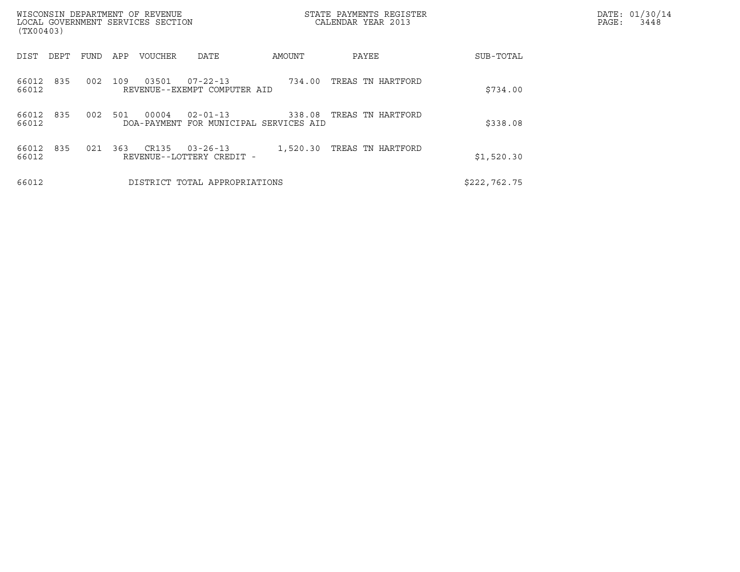WISCONSIN DEPARTMENT OF REVENUE
LOCAL GOVERNMENT SERVICES SECTION
(TX00403)

STATE PAYMENTS REGISTER
CALENDAR YEAR 2013

DATE: 01/30/14
PAGE: 3448

| DIST | DEPT | FUND | APP | VOUCHER | DATE | AMOUNT | PAYEE | SUB-TOTAL |
|---|---|---|---|---|---|---|---|---|
| 66012 | 835 | 002 | 109 | 03501 | 07-22-13 | 734.00 | TREAS TN HARTFORD | |
| 66012 | | | | REVENUE--EXEMPT COMPUTER AID | | | | $734.00 |
| 66012 | 835 | 002 | 501 | 00004 | 02-01-13 | 338.08 | TREAS TN HARTFORD | |
| 66012 | | | | DOA-PAYMENT FOR MUNICIPAL SERVICES AID | | | | $338.08 |
| 66012 | 835 | 021 | 363 | CR135 | 03-26-13 | 1,520.30 | TREAS TN HARTFORD | |
| 66012 | | | | REVENUE--LOTTERY CREDIT - | | | | $1,520.30 |
| 66012 | | | | DISTRICT TOTAL APPROPRIATIONS | | | | $222,762.75 |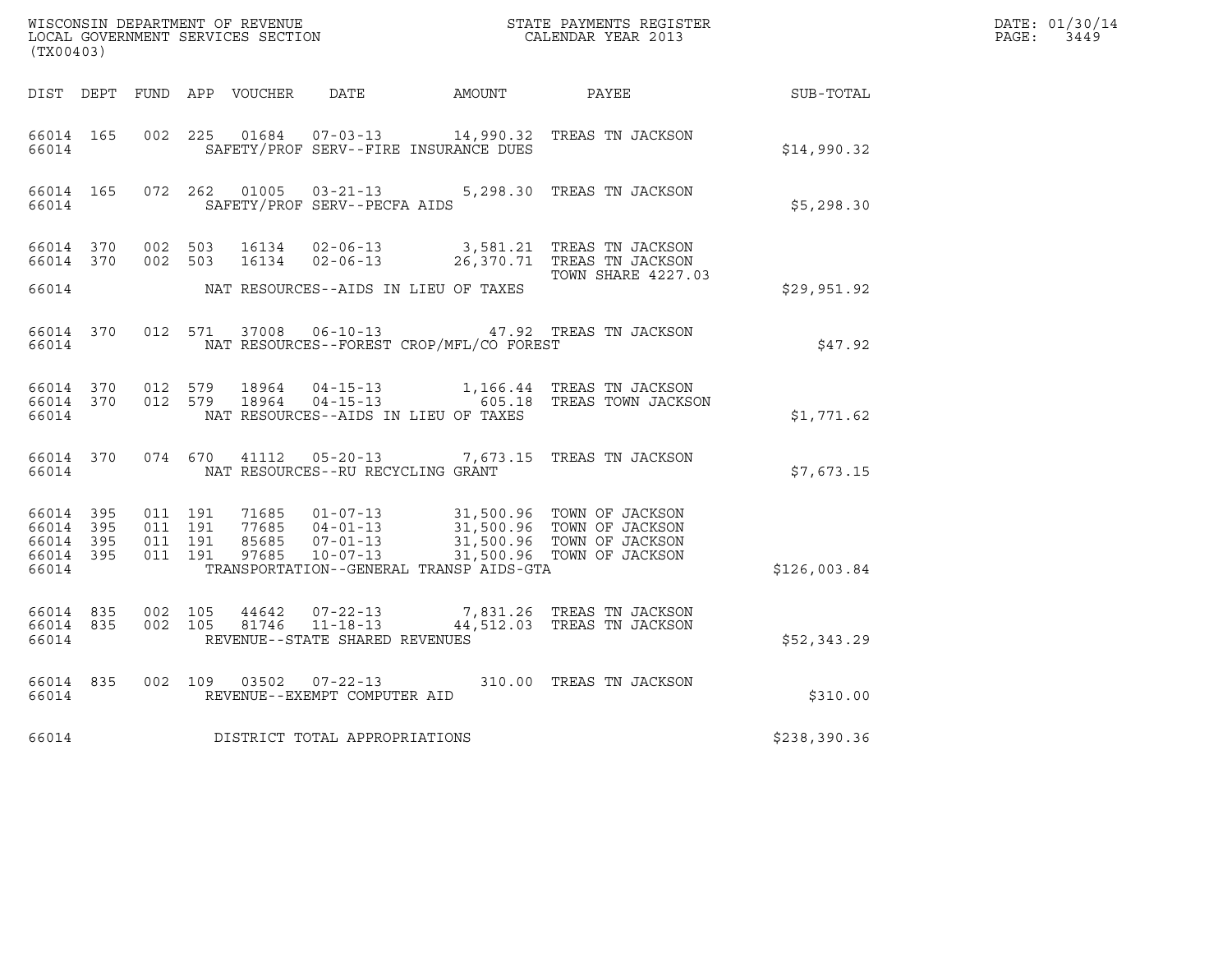WISCONSIN DEPARTMENT OF REVENUE
LOCAL GOVERNMENT SERVICES SECTION
(TX00403)

STATE PAYMENTS REGISTER
CALENDAR YEAR 2013

DATE: 01/30/14
PAGE: 3449

| DIST | DEPT | FUND | APP | VOUCHER | DATE | AMOUNT | PAYEE | SUB-TOTAL |
|---|---|---|---|---|---|---|---|---|
| 66014 | 165 | 002 | 225 | 01684 | 07-03-13 | 14,990.32 | TREAS TN JACKSON | |
| 66014 | | | | SAFETY/PROF SERV--FIRE INSURANCE DUES | | | | $14,990.32 |
| 66014 | 165 | 072 | 262 | 01005 | 03-21-13 | 5,298.30 | TREAS TN JACKSON | |
| 66014 | | | | SAFETY/PROF SERV--PECFA AIDS | | | | $5,298.30 |
| 66014 | 370 | 002 | 503 | 16134 | 02-06-13 | 3,581.21 | TREAS TN JACKSON | |
| 66014 | 370 | 002 | 503 | 16134 | 02-06-13 | 26,370.71 | TREAS TN JACKSON TOWN SHARE 4227.03 | |
| 66014 | | | | NAT RESOURCES--AIDS IN LIEU OF TAXES | | | | $29,951.92 |
| 66014 | 370 | 012 | 571 | 37008 | 06-10-13 | 47.92 | TREAS TN JACKSON | |
| 66014 | | | | NAT RESOURCES--FOREST CROP/MFL/CO FOREST | | | | $47.92 |
| 66014 | 370 | 012 | 579 | 18964 | 04-15-13 | 1,166.44 | TREAS TN JACKSON | |
| 66014 | 370 | 012 | 579 | 18964 | 04-15-13 | 605.18 | TREAS TOWN JACKSON | |
| 66014 | | | | NAT RESOURCES--AIDS IN LIEU OF TAXES | | | | $1,771.62 |
| 66014 | 370 | 074 | 670 | 41112 | 05-20-13 | 7,673.15 | TREAS TN JACKSON | |
| 66014 | | | | NAT RESOURCES--RU RECYCLING GRANT | | | | $7,673.15 |
| 66014 | 395 | 011 | 191 | 71685 | 01-07-13 | 31,500.96 | TOWN OF JACKSON | |
| 66014 | 395 | 011 | 191 | 77685 | 04-01-13 | 31,500.96 | TOWN OF JACKSON | |
| 66014 | 395 | 011 | 191 | 85685 | 07-01-13 | 31,500.96 | TOWN OF JACKSON | |
| 66014 | 395 | 011 | 191 | 97685 | 10-07-13 | 31,500.96 | TOWN OF JACKSON | |
| 66014 | | | | TRANSPORTATION--GENERAL TRANSP AIDS-GTA | | | | $126,003.84 |
| 66014 | 835 | 002 | 105 | 44642 | 07-22-13 | 7,831.26 | TREAS TN JACKSON | |
| 66014 | 835 | 002 | 105 | 81746 | 11-18-13 | 44,512.03 | TREAS TN JACKSON | |
| 66014 | | | | REVENUE--STATE SHARED REVENUES | | | | $52,343.29 |
| 66014 | 835 | 002 | 109 | 03502 | 07-22-13 | 310.00 | TREAS TN JACKSON | |
| 66014 | | | | REVENUE--EXEMPT COMPUTER AID | | | | $310.00 |
| 66014 | | | | DISTRICT TOTAL APPROPRIATIONS | | | | $238,390.36 |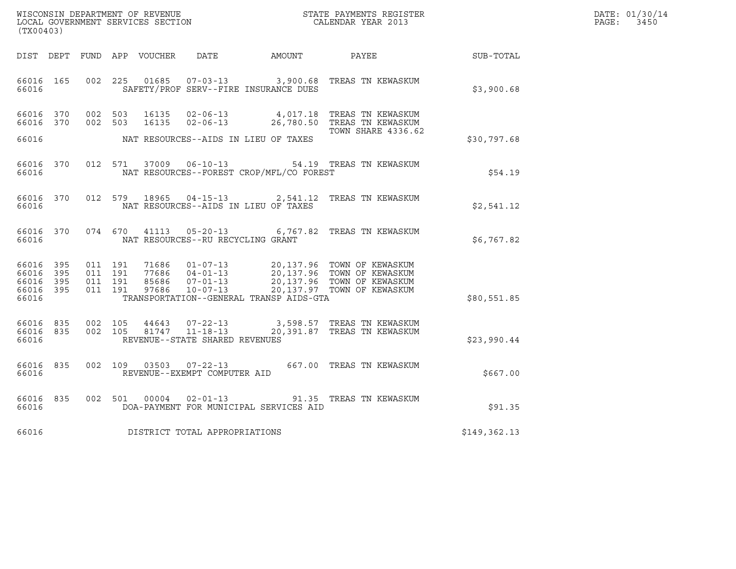WISCONSIN DEPARTMENT OF REVENUE
LOCAL GOVERNMENT SERVICES SECTION
(TX00403)

STATE PAYMENTS REGISTER
CALENDAR YEAR 2013

DATE: 01/30/14
PAGE: 3450

| DIST | DEPT | FUND | APP | VOUCHER | DATE | AMOUNT | PAYEE | SUB-TOTAL |
|---|---|---|---|---|---|---|---|---|
| 66016 | 165 | 002 | 225 | 01685 | 07-03-13 | 3,900.68 | TREAS TN KEWASKUM | |
| 66016 | | | | | SAFETY/PROF SERV--FIRE INSURANCE DUES | | | $3,900.68 |
| 66016 | 370 | 002 | 503 | 16135 | 02-06-13 | 4,017.18 | TREAS TN KEWASKUM | |
| 66016 | 370 | 002 | 503 | 16135 | 02-06-13 | 26,780.50 | TREAS TN KEWASKUM | |
| | | | | | | | TOWN SHARE 4336.62 | |
| 66016 | | | | | NAT RESOURCES--AIDS IN LIEU OF TAXES | | | $30,797.68 |
| 66016 | 370 | 012 | 571 | 37009 | 06-10-13 | 54.19 | TREAS TN KEWASKUM | |
| 66016 | | | | | NAT RESOURCES--FOREST CROP/MFL/CO FOREST | | | $54.19 |
| 66016 | 370 | 012 | 579 | 18965 | 04-15-13 | 2,541.12 | TREAS TN KEWASKUM | |
| 66016 | | | | | NAT RESOURCES--AIDS IN LIEU OF TAXES | | | $2,541.12 |
| 66016 | 370 | 074 | 670 | 41113 | 05-20-13 | 6,767.82 | TREAS TN KEWASKUM | |
| 66016 | | | | | NAT RESOURCES--RU RECYCLING GRANT | | | $6,767.82 |
| 66016 | 395 | 011 | 191 | 71686 | 01-07-13 | 20,137.96 | TOWN OF KEWASKUM | |
| 66016 | 395 | 011 | 191 | 77686 | 04-01-13 | 20,137.96 | TOWN OF KEWASKUM | |
| 66016 | 395 | 011 | 191 | 85686 | 07-01-13 | 20,137.96 | TOWN OF KEWASKUM | |
| 66016 | 395 | 011 | 191 | 97686 | 10-07-13 | 20,137.97 | TOWN OF KEWASKUM | |
| 66016 | | | | | TRANSPORTATION--GENERAL TRANSP AIDS-GTA | | | $80,551.85 |
| 66016 | 835 | 002 | 105 | 44643 | 07-22-13 | 3,598.57 | TREAS TN KEWASKUM | |
| 66016 | 835 | 002 | 105 | 81747 | 11-18-13 | 20,391.87 | TREAS TN KEWASKUM | |
| 66016 | | | | | REVENUE--STATE SHARED REVENUES | | | $23,990.44 |
| 66016 | 835 | 002 | 109 | 03503 | 07-22-13 | 667.00 | TREAS TN KEWASKUM | |
| 66016 | | | | | REVENUE--EXEMPT COMPUTER AID | | | $667.00 |
| 66016 | 835 | 002 | 501 | 00004 | 02-01-13 | 91.35 | TREAS TN KEWASKUM | |
| 66016 | | | | | DOA-PAYMENT FOR MUNICIPAL SERVICES AID | | | $91.35 |
| 66016 | | | | | DISTRICT TOTAL APPROPRIATIONS | | | $149,362.13 |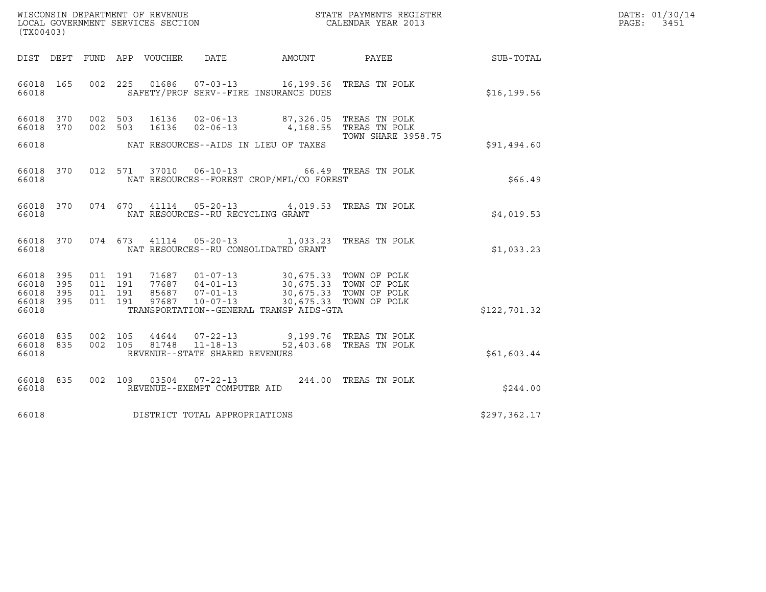WISCONSIN DEPARTMENT OF REVENUE
LOCAL GOVERNMENT SERVICES SECTION
(TX00403)

STATE PAYMENTS REGISTER
CALENDAR YEAR 2013

DATE: 01/30/14
PAGE: 3451

| DIST | DEPT | FUND | APP | VOUCHER | DATE | AMOUNT | PAYEE | SUB-TOTAL |
|---|---|---|---|---|---|---|---|---|
| 66018 | 165 | 002 | 225 | 01686 | 07-03-13 | 16,199.56 | TREAS TN POLK | |
| 66018 | | | | | SAFETY/PROF SERV--FIRE INSURANCE DUES | | | $16,199.56 |
| 66018 | 370 | 002 | 503 | 16136 | 02-06-13 | 87,326.05 | TREAS TN POLK | |
| 66018 | 370 | 002 | 503 | 16136 | 02-06-13 | 4,168.55 | TREAS TN POLK | |
| | | | | | | | TOWN SHARE 3958.75 | |
| 66018 | | | | | NAT RESOURCES--AIDS IN LIEU OF TAXES | | | $91,494.60 |
| 66018 | 370 | 012 | 571 | 37010 | 06-10-13 | 66.49 | TREAS TN POLK | |
| 66018 | | | | | NAT RESOURCES--FOREST CROP/MFL/CO FOREST | | | $66.49 |
| 66018 | 370 | 074 | 670 | 41114 | 05-20-13 | 4,019.53 | TREAS TN POLK | |
| 66018 | | | | | NAT RESOURCES--RU RECYCLING GRANT | | | $4,019.53 |
| 66018 | 370 | 074 | 673 | 41114 | 05-20-13 | 1,033.23 | TREAS TN POLK | |
| 66018 | | | | | NAT RESOURCES--RU CONSOLIDATED GRANT | | | $1,033.23 |
| 66018 | 395 | 011 | 191 | 71687 | 01-07-13 | 30,675.33 | TOWN OF POLK | |
| 66018 | 395 | 011 | 191 | 77687 | 04-01-13 | 30,675.33 | TOWN OF POLK | |
| 66018 | 395 | 011 | 191 | 85687 | 07-01-13 | 30,675.33 | TOWN OF POLK | |
| 66018 | 395 | 011 | 191 | 97687 | 10-07-13 | 30,675.33 | TOWN OF POLK | |
| 66018 | | | | | TRANSPORTATION--GENERAL TRANSP AIDS-GTA | | | $122,701.32 |
| 66018 | 835 | 002 | 105 | 44644 | 07-22-13 | 9,199.76 | TREAS TN POLK | |
| 66018 | 835 | 002 | 105 | 81748 | 11-18-13 | 52,403.68 | TREAS TN POLK | |
| 66018 | | | | | REVENUE--STATE SHARED REVENUES | | | $61,603.44 |
| 66018 | 835 | 002 | 109 | 03504 | 07-22-13 | 244.00 | TREAS TN POLK | |
| 66018 | | | | | REVENUE--EXEMPT COMPUTER AID | | | $244.00 |
| 66018 | | | | | DISTRICT TOTAL APPROPRIATIONS | | | $297,362.17 |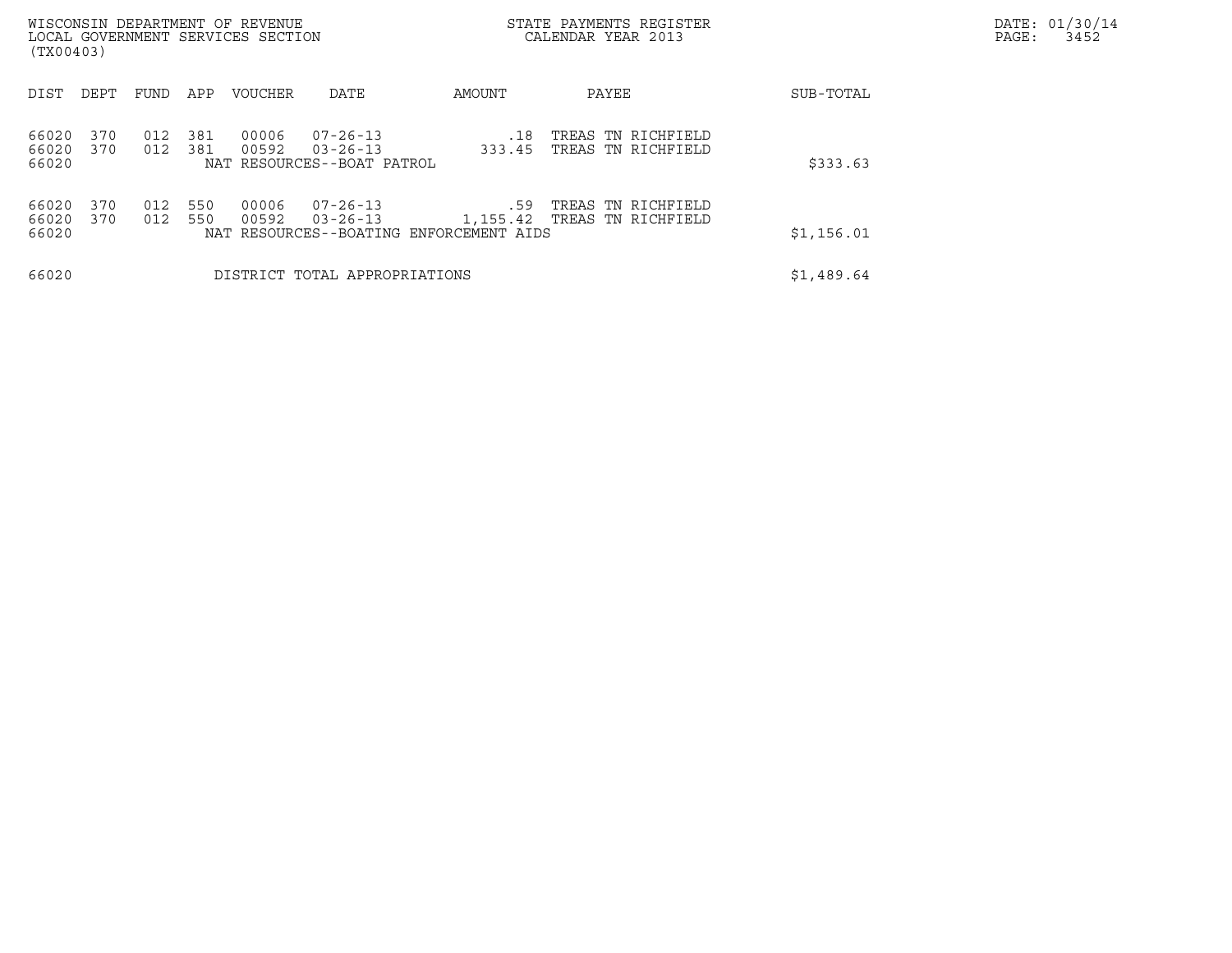WISCONSIN DEPARTMENT OF REVENUE
LOCAL GOVERNMENT SERVICES SECTION
(TX00403)

STATE PAYMENTS REGISTER
CALENDAR YEAR 2013

DATE: 01/30/14
PAGE: 3452

| DIST | DEPT | FUND | APP | VOUCHER | DATE | AMOUNT | PAYEE | SUB-TOTAL |
|---|---|---|---|---|---|---|---|---|
| 66020 | 370 | 012 | 381 | 00006 | 07-26-13 | .18 | TREAS TN RICHFIELD | |
| 66020 | 370 | 012 | 381 | 00592 | 03-26-13 | 333.45 | TREAS TN RICHFIELD | |
| 66020 | | | | NAT RESOURCES--BOAT PATROL | | | | $333.63 |
| 66020 | 370 | 012 | 550 | 00006 | 07-26-13 | .59 | TREAS TN RICHFIELD | |
| 66020 | 370 | 012 | 550 | 00592 | 03-26-13 | 1,155.42 | TREAS TN RICHFIELD | |
| 66020 | | | | NAT RESOURCES--BOATING ENFORCEMENT AIDS | | | | $1,156.01 |
| 66020 | | | | DISTRICT TOTAL APPROPRIATIONS | | | | $1,489.64 |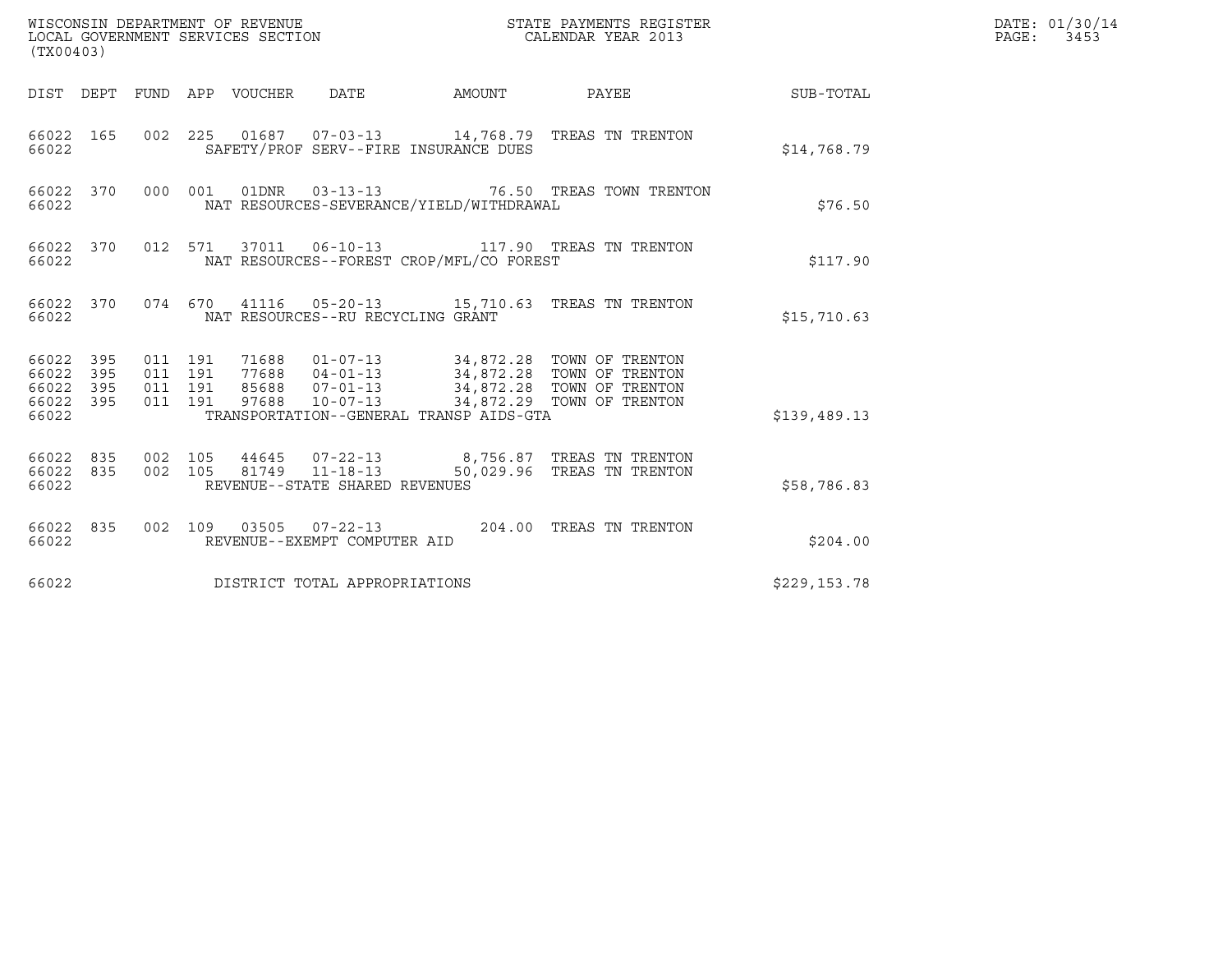WISCONSIN DEPARTMENT OF REVENUE
LOCAL GOVERNMENT SERVICES SECTION
(TX00403)

STATE PAYMENTS REGISTER
CALENDAR YEAR 2013

DATE: 01/30/14
PAGE: 3453

| DIST | DEPT | FUND | APP | VOUCHER | DATE | AMOUNT | PAYEE | SUB-TOTAL |
|---|---|---|---|---|---|---|---|---|
| 66022 | 165 | 002 | 225 | 01687 | 07-03-13 | 14,768.79 | TREAS TN TRENTON | |
| 66022 | | | | SAFETY/PROF SERV--FIRE INSURANCE DUES | | | | $14,768.79 |
| 66022 | 370 | 000 | 001 | 01DNR | 03-13-13 | 76.50 | TREAS TOWN TRENTON | |
| 66022 | | | | NAT RESOURCES-SEVERANCE/YIELD/WITHDRAWAL | | | | $76.50 |
| 66022 | 370 | 012 | 571 | 37011 | 06-10-13 | 117.90 | TREAS TN TRENTON | |
| 66022 | | | | NAT RESOURCES--FOREST CROP/MFL/CO FOREST | | | | $117.90 |
| 66022 | 370 | 074 | 670 | 41116 | 05-20-13 | 15,710.63 | TREAS TN TRENTON | |
| 66022 | | | | NAT RESOURCES--RU RECYCLING GRANT | | | | $15,710.63 |
| 66022 | 395 | 011 | 191 | 71688 | 01-07-13 | 34,872.28 | TOWN OF TRENTON | |
| 66022 | 395 | 011 | 191 | 77688 | 04-01-13 | 34,872.28 | TOWN OF TRENTON | |
| 66022 | 395 | 011 | 191 | 85688 | 07-01-13 | 34,872.28 | TOWN OF TRENTON | |
| 66022 | 395 | 011 | 191 | 97688 | 10-07-13 | 34,872.29 | TOWN OF TRENTON | |
| 66022 | | | | TRANSPORTATION--GENERAL TRANSP AIDS-GTA | | | | $139,489.13 |
| 66022 | 835 | 002 | 105 | 44645 | 07-22-13 | 8,756.87 | TREAS TN TRENTON | |
| 66022 | 835 | 002 | 105 | 81749 | 11-18-13 | 50,029.96 | TREAS TN TRENTON | |
| 66022 | | | | REVENUE--STATE SHARED REVENUES | | | | $58,786.83 |
| 66022 | 835 | 002 | 109 | 03505 | 07-22-13 | 204.00 | TREAS TN TRENTON | |
| 66022 | | | | REVENUE--EXEMPT COMPUTER AID | | | | $204.00 |
| 66022 | | | | DISTRICT TOTAL APPROPRIATIONS | | | | $229,153.78 |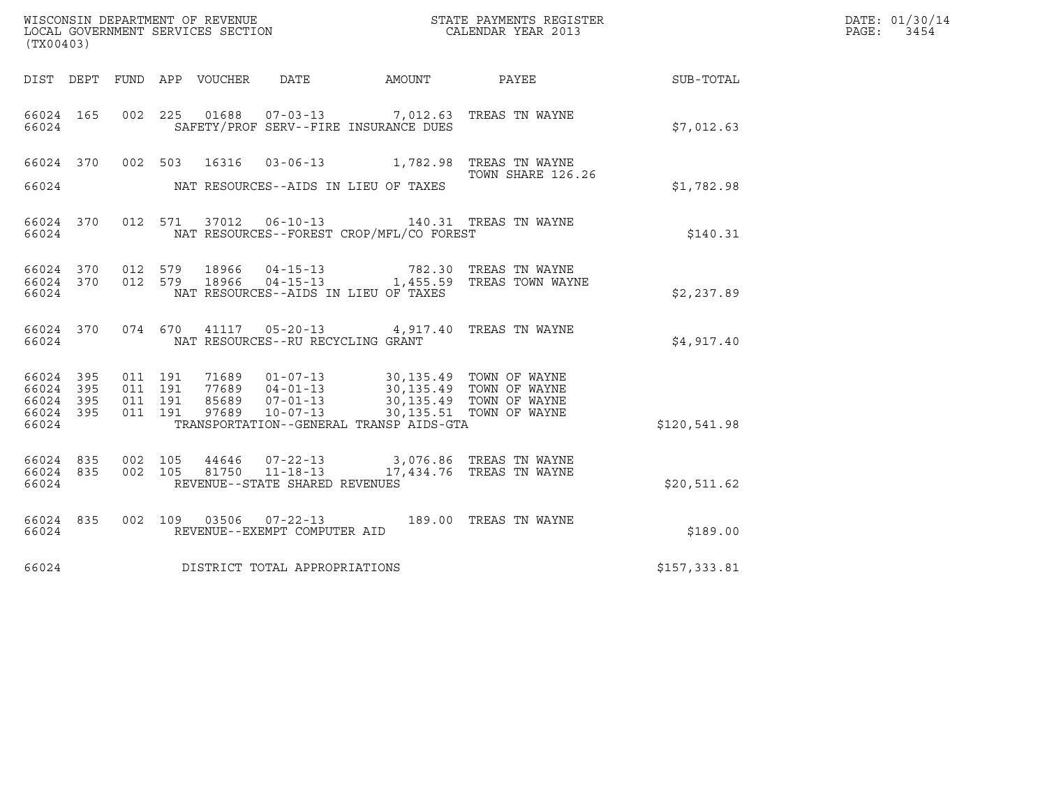WISCONSIN DEPARTMENT OF REVENUE
LOCAL GOVERNMENT SERVICES SECTION
(TX00403)

STATE PAYMENTS REGISTER
CALENDAR YEAR 2013

DATE: 01/30/14
PAGE: 3454

| DIST | DEPT | FUND | APP | VOUCHER | DATE | AMOUNT | PAYEE | SUB-TOTAL |
|---|---|---|---|---|---|---|---|---|
| 66024 | 165 | 002 | 225 | 01688 | 07-03-13 | 7,012.63 | TREAS TN WAYNE | |
| 66024 | | | | SAFETY/PROF SERV--FIRE INSURANCE DUES | | | | $7,012.63 |
| 66024 | 370 | 002 | 503 | 16316 | 03-06-13 | 1,782.98 | TREAS TN WAYNE TOWN SHARE 126.26 | |
| 66024 | | | | NAT RESOURCES--AIDS IN LIEU OF TAXES | | | | $1,782.98 |
| 66024 | 370 | 012 | 571 | 37012 | 06-10-13 | 140.31 | TREAS TN WAYNE | |
| 66024 | | | | NAT RESOURCES--FOREST CROP/MFL/CO FOREST | | | | $140.31 |
| 66024 | 370 | 012 | 579 | 18966 | 04-15-13 | 782.30 | TREAS TN WAYNE | |
| 66024 | 370 | 012 | 579 | 18966 | 04-15-13 | 1,455.59 | TREAS TOWN WAYNE | |
| 66024 | | | | NAT RESOURCES--AIDS IN LIEU OF TAXES | | | | $2,237.89 |
| 66024 | 370 | 074 | 670 | 41117 | 05-20-13 | 4,917.40 | TREAS TN WAYNE | |
| 66024 | | | | NAT RESOURCES--RU RECYCLING GRANT | | | | $4,917.40 |
| 66024 | 395 | 011 | 191 | 71689 | 01-07-13 | 30,135.49 | TOWN OF WAYNE | |
| 66024 | 395 | 011 | 191 | 77689 | 04-01-13 | 30,135.49 | TOWN OF WAYNE | |
| 66024 | 395 | 011 | 191 | 85689 | 07-01-13 | 30,135.49 | TOWN OF WAYNE | |
| 66024 | 395 | 011 | 191 | 97689 | 10-07-13 | 30,135.51 | TOWN OF WAYNE | |
| 66024 | | | | TRANSPORTATION--GENERAL TRANSP AIDS-GTA | | | | $120,541.98 |
| 66024 | 835 | 002 | 105 | 44646 | 07-22-13 | 3,076.86 | TREAS TN WAYNE | |
| 66024 | 835 | 002 | 105 | 81750 | 11-18-13 | 17,434.76 | TREAS TN WAYNE | |
| 66024 | | | | REVENUE--STATE SHARED REVENUES | | | | $20,511.62 |
| 66024 | 835 | 002 | 109 | 03506 | 07-22-13 | 189.00 | TREAS TN WAYNE | |
| 66024 | | | | REVENUE--EXEMPT COMPUTER AID | | | | $189.00 |
| 66024 | | | | DISTRICT TOTAL APPROPRIATIONS | | | | $157,333.81 |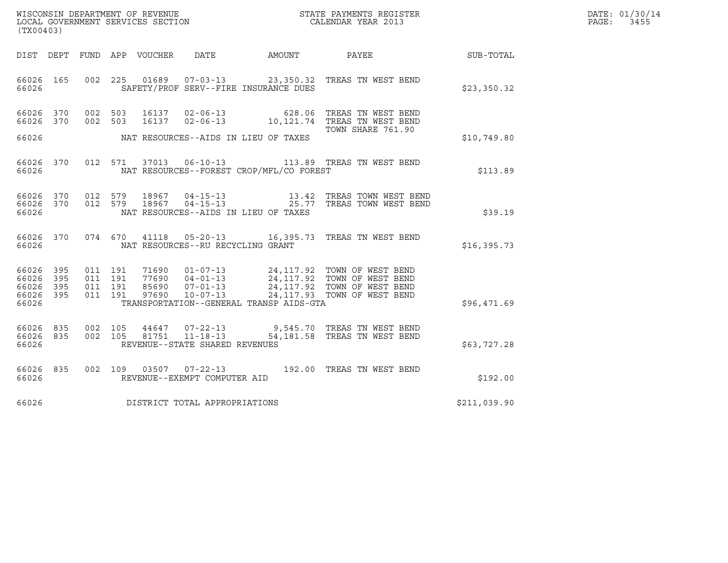WISCONSIN DEPARTMENT OF REVENUE
LOCAL GOVERNMENT SERVICES SECTION
(TX00403)

STATE PAYMENTS REGISTER
CALENDAR YEAR 2013

DATE: 01/30/14
PAGE: 3455

| DIST | DEPT | FUND | APP | VOUCHER | DATE | AMOUNT | PAYEE | SUB-TOTAL |
|---|---|---|---|---|---|---|---|---|
| 66026 | 165 | 002 | 225 | 01689 | 07-03-13 | 23,350.32 | TREAS TN WEST BEND | |
| 66026 | | | | | SAFETY/PROF SERV--FIRE INSURANCE DUES | | | $23,350.32 |
| 66026 | 370 | 002 | 503 | 16137 | 02-06-13 | 628.06 | TREAS TN WEST BEND | |
| 66026 | 370 | 002 | 503 | 16137 | 02-06-13 | 10,121.74 | TREAS TN WEST BEND | |
| | | | | | | | TOWN SHARE 761.90 | |
| 66026 | | | | | NAT RESOURCES--AIDS IN LIEU OF TAXES | | | $10,749.80 |
| 66026 | 370 | 012 | 571 | 37013 | 06-10-13 | 113.89 | TREAS TN WEST BEND | |
| 66026 | | | | | NAT RESOURCES--FOREST CROP/MFL/CO FOREST | | | $113.89 |
| 66026 | 370 | 012 | 579 | 18967 | 04-15-13 | 13.42 | TREAS TOWN WEST BEND | |
| 66026 | 370 | 012 | 579 | 18967 | 04-15-13 | 25.77 | TREAS TOWN WEST BEND | |
| 66026 | | | | | NAT RESOURCES--AIDS IN LIEU OF TAXES | | | $39.19 |
| 66026 | 370 | 074 | 670 | 41118 | 05-20-13 | 16,395.73 | TREAS TN WEST BEND | |
| 66026 | | | | | NAT RESOURCES--RU RECYCLING GRANT | | | $16,395.73 |
| 66026 | 395 | 011 | 191 | 71690 | 01-07-13 | 24,117.92 | TOWN OF WEST BEND | |
| 66026 | 395 | 011 | 191 | 77690 | 04-01-13 | 24,117.92 | TOWN OF WEST BEND | |
| 66026 | 395 | 011 | 191 | 85690 | 07-01-13 | 24,117.92 | TOWN OF WEST BEND | |
| 66026 | 395 | 011 | 191 | 97690 | 10-07-13 | 24,117.93 | TOWN OF WEST BEND | |
| 66026 | | | | | TRANSPORTATION--GENERAL TRANSP AIDS-GTA | | | $96,471.69 |
| 66026 | 835 | 002 | 105 | 44647 | 07-22-13 | 9,545.70 | TREAS TN WEST BEND | |
| 66026 | 835 | 002 | 105 | 81751 | 11-18-13 | 54,181.58 | TREAS TN WEST BEND | |
| 66026 | | | | | REVENUE--STATE SHARED REVENUES | | | $63,727.28 |
| 66026 | 835 | 002 | 109 | 03507 | 07-22-13 | 192.00 | TREAS TN WEST BEND | |
| 66026 | | | | | REVENUE--EXEMPT COMPUTER AID | | | $192.00 |
| 66026 | | | | | DISTRICT TOTAL APPROPRIATIONS | | | $211,039.90 |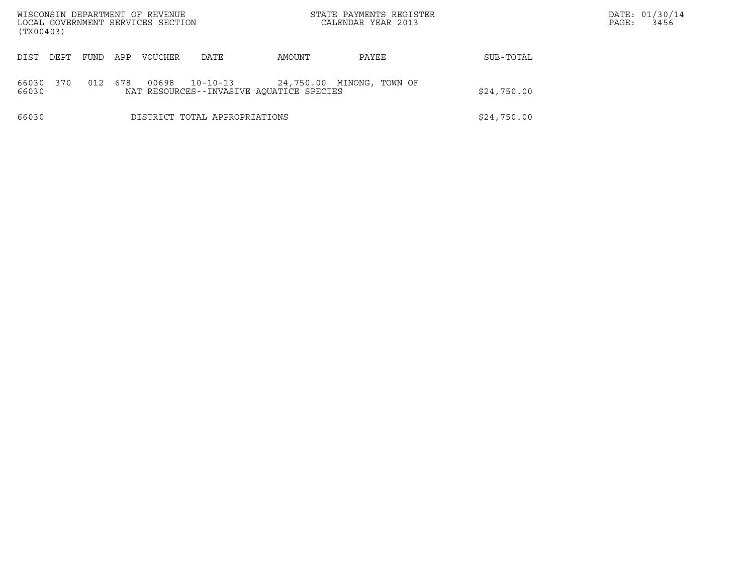WISCONSIN DEPARTMENT OF REVENUE
LOCAL GOVERNMENT SERVICES SECTION
(TX00403)

STATE PAYMENTS REGISTER
CALENDAR YEAR 2013

DATE: 01/30/14

| DIST | DEPT | FUND | APP | VOUCHER | DATE | AMOUNT | PAYEE | SUB-TOTAL |
|---|---|---|---|---|---|---|---|---|
| 66030 | 370 | 012 | 678 | 00698 | 10-10-13 | 24,750.00 | MINONG, TOWN OF | |
| 66030 | | | | NAT RESOURCES--INVASIVE AQUATICE SPECIES | | | | $24,750.00 |
| 66030 | | | | DISTRICT TOTAL APPROPRIATIONS | | | | $24,750.00 |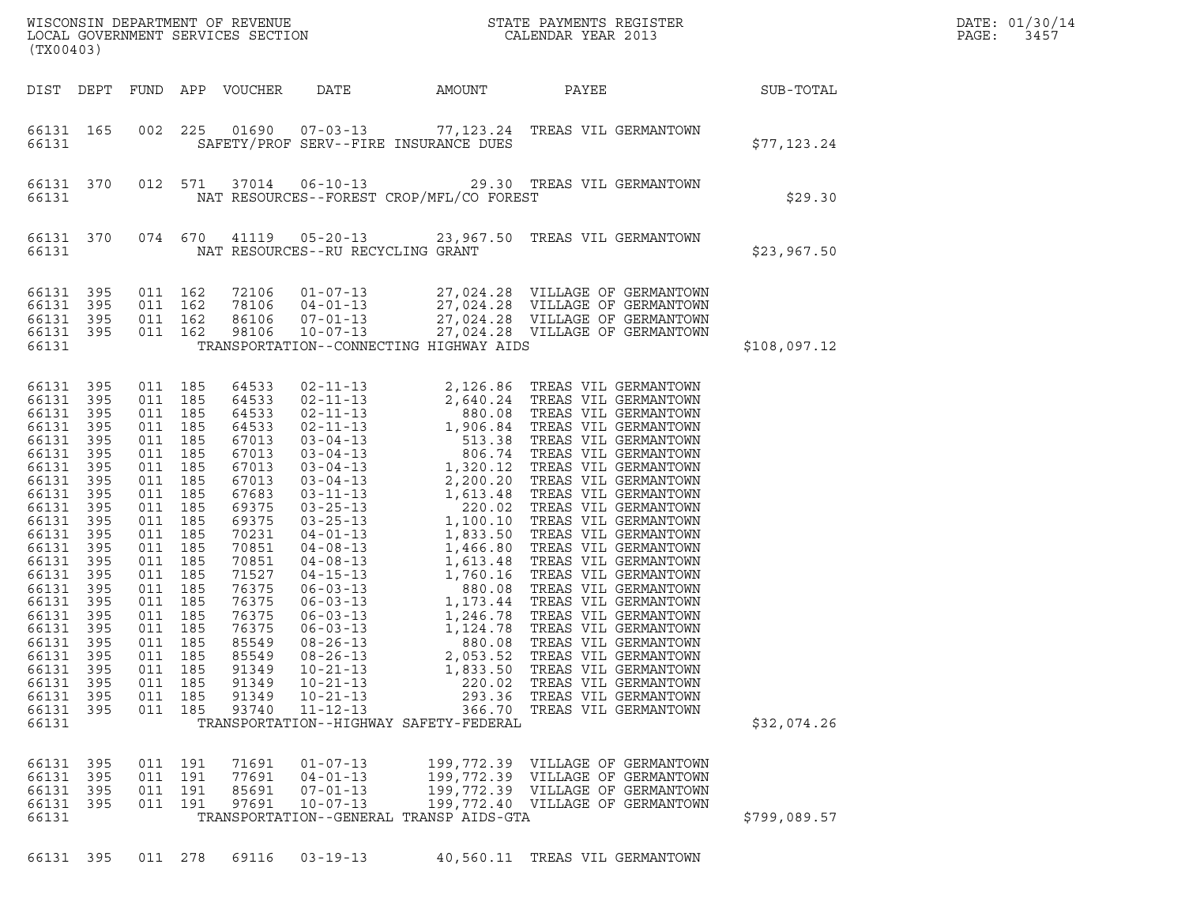WISCONSIN DEPARTMENT OF REVENUE
LOCAL GOVERNMENT SERVICES SECTION
(TX00403)

STATE PAYMENTS REGISTER
CALENDAR YEAR 2013

| DIST | DEPT | FUND | APP | VOUCHER | DATE | AMOUNT | PAYEE | SUB-TOTAL |
|---|---|---|---|---|---|---|---|---|
| 66131 | 165 | 002 | 225 | 01690 | 07-03-13 | 77,123.24 | TREAS VIL GERMANTOWN | |
| 66131 | | | | | SAFETY/PROF SERV--FIRE INSURANCE DUES | | | $77,123.24 |
| 66131 | 370 | 012 | 571 | 37014 | 06-10-13 | 29.30 | TREAS VIL GERMANTOWN | |
| 66131 | | | | | NAT RESOURCES--FOREST CROP/MFL/CO FOREST | | | $29.30 |
| 66131 | 370 | 074 | 670 | 41119 | 05-20-13 | 23,967.50 | TREAS VIL GERMANTOWN | |
| 66131 | | | | | NAT RESOURCES--RU RECYCLING GRANT | | | $23,967.50 |
| 66131 | 395 | 011 | 162 | 72106 | 01-07-13 | 27,024.28 | VILLAGE OF GERMANTOWN | |
| 66131 | 395 | 011 | 162 | 78106 | 04-01-13 | 27,024.28 | VILLAGE OF GERMANTOWN | |
| 66131 | 395 | 011 | 162 | 86106 | 07-01-13 | 27,024.28 | VILLAGE OF GERMANTOWN | |
| 66131 | 395 | 011 | 162 | 98106 | 10-07-13 | 27,024.28 | VILLAGE OF GERMANTOWN | |
| 66131 | | | | | TRANSPORTATION--CONNECTING HIGHWAY AIDS | | | $108,097.12 |
| 66131 | 395 | 011 | 185 | 64533 | 02-11-13 | 2,126.86 | TREAS VIL GERMANTOWN | |
| 66131 | 395 | 011 | 185 | 64533 | 02-11-13 | 2,640.24 | TREAS VIL GERMANTOWN | |
| 66131 | 395 | 011 | 185 | 64533 | 02-11-13 | 880.08 | TREAS VIL GERMANTOWN | |
| 66131 | 395 | 011 | 185 | 64533 | 02-11-13 | 1,906.84 | TREAS VIL GERMANTOWN | |
| 66131 | 395 | 011 | 185 | 67013 | 03-04-13 | 513.38 | TREAS VIL GERMANTOWN | |
| 66131 | 395 | 011 | 185 | 67013 | 03-04-13 | 806.74 | TREAS VIL GERMANTOWN | |
| 66131 | 395 | 011 | 185 | 67013 | 03-04-13 | 1,320.12 | TREAS VIL GERMANTOWN | |
| 66131 | 395 | 011 | 185 | 67013 | 03-04-13 | 2,200.20 | TREAS VIL GERMANTOWN | |
| 66131 | 395 | 011 | 185 | 67683 | 03-11-13 | 1,613.48 | TREAS VIL GERMANTOWN | |
| 66131 | 395 | 011 | 185 | 69375 | 03-25-13 | 220.02 | TREAS VIL GERMANTOWN | |
| 66131 | 395 | 011 | 185 | 69375 | 03-25-13 | 1,100.10 | TREAS VIL GERMANTOWN | |
| 66131 | 395 | 011 | 185 | 70231 | 04-01-13 | 1,833.50 | TREAS VIL GERMANTOWN | |
| 66131 | 395 | 011 | 185 | 70851 | 04-08-13 | 1,466.80 | TREAS VIL GERMANTOWN | |
| 66131 | 395 | 011 | 185 | 70851 | 04-08-13 | 1,613.48 | TREAS VIL GERMANTOWN | |
| 66131 | 395 | 011 | 185 | 71527 | 04-15-13 | 1,760.16 | TREAS VIL GERMANTOWN | |
| 66131 | 395 | 011 | 185 | 76375 | 06-03-13 | 880.08 | TREAS VIL GERMANTOWN | |
| 66131 | 395 | 011 | 185 | 76375 | 06-03-13 | 1,173.44 | TREAS VIL GERMANTOWN | |
| 66131 | 395 | 011 | 185 | 76375 | 06-03-13 | 1,246.78 | TREAS VIL GERMANTOWN | |
| 66131 | 395 | 011 | 185 | 76375 | 06-03-13 | 1,124.78 | TREAS VIL GERMANTOWN | |
| 66131 | 395 | 011 | 185 | 85549 | 08-26-13 | 880.08 | TREAS VIL GERMANTOWN | |
| 66131 | 395 | 011 | 185 | 85549 | 08-26-13 | 2,053.52 | TREAS VIL GERMANTOWN | |
| 66131 | 395 | 011 | 185 | 91349 | 10-21-13 | 1,833.50 | TREAS VIL GERMANTOWN | |
| 66131 | 395 | 011 | 185 | 91349 | 10-21-13 | 220.02 | TREAS VIL GERMANTOWN | |
| 66131 | 395 | 011 | 185 | 91349 | 10-21-13 | 293.36 | TREAS VIL GERMANTOWN | |
| 66131 | 395 | 011 | 185 | 93740 | 11-12-13 | 366.70 | TREAS VIL GERMANTOWN | |
| 66131 | | | | | TRANSPORTATION--HIGHWAY SAFETY-FEDERAL | | | $32,074.26 |
| 66131 | 395 | 011 | 191 | 71691 | 01-07-13 | 199,772.39 | VILLAGE OF GERMANTOWN | |
| 66131 | 395 | 011 | 191 | 77691 | 04-01-13 | 199,772.39 | VILLAGE OF GERMANTOWN | |
| 66131 | 395 | 011 | 191 | 85691 | 07-01-13 | 199,772.39 | VILLAGE OF GERMANTOWN | |
| 66131 | 395 | 011 | 191 | 97691 | 10-07-13 | 199,772.40 | VILLAGE OF GERMANTOWN | |
| 66131 | | | | | TRANSPORTATION--GENERAL TRANSP AIDS-GTA | | | $799,089.57 |
| 66131 | 395 | 011 | 278 | 69116 | 03-19-13 | 40,560.11 | TREAS VIL GERMANTOWN | |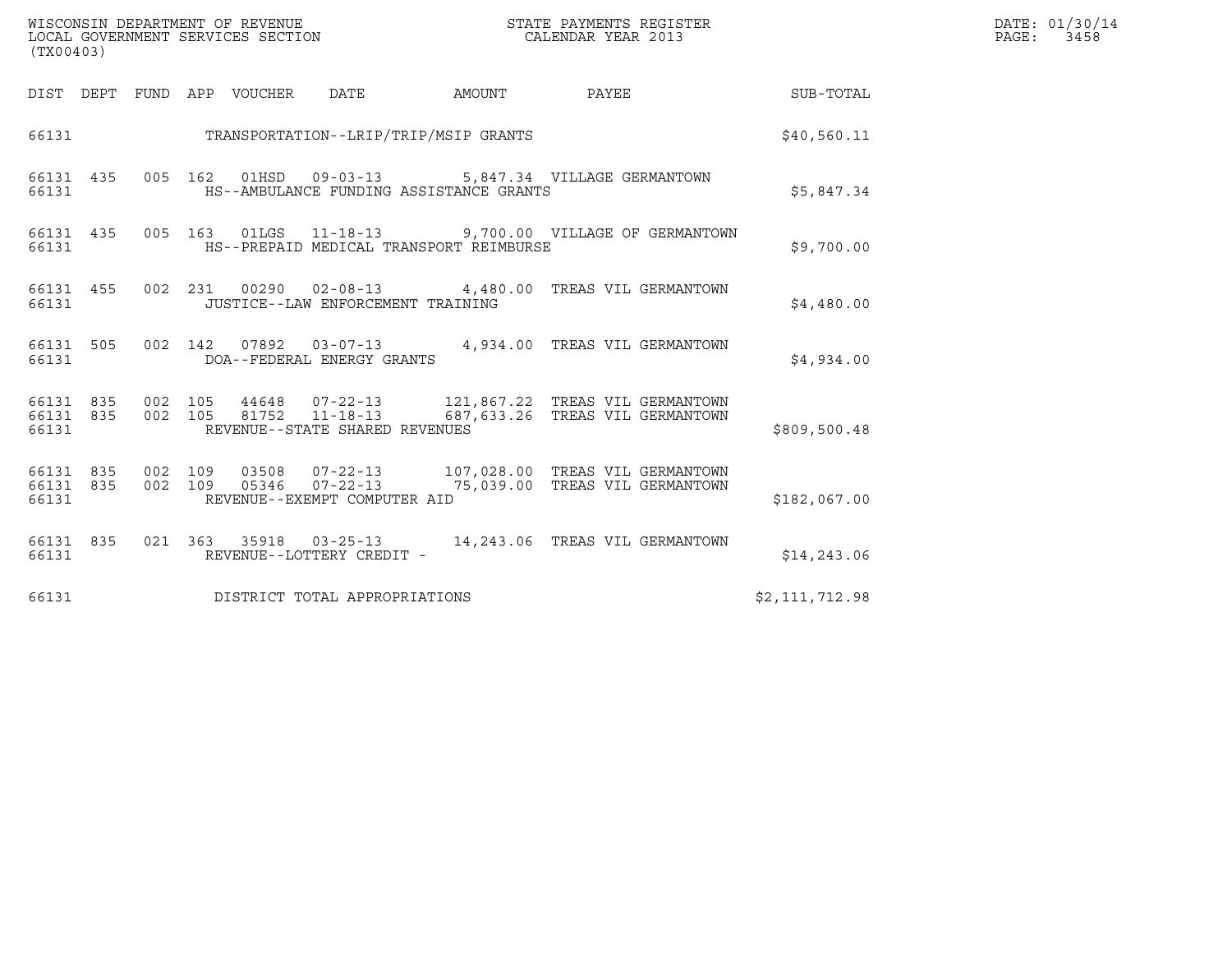| DIST | DEPT | FUND | APP | VOUCHER | DATE | AMOUNT | PAYEE | SUB-TOTAL |
|---|---|---|---|---|---|---|---|---|
| 66131 | | | | TRANSPORTATION--LRIP/TRIP/MSIP GRANTS | | | | $40,560.11 |
| 66131 | 435 | 005 | 162 | 01HSD | 09-03-13 | 5,847.34 | VILLAGE GERMANTOWN | |
| 66131 | | | | HS--AMBULANCE FUNDING ASSISTANCE GRANTS | | | | $5,847.34 |
| 66131 | 435 | 005 | 163 | 01LGS | 11-18-13 | 9,700.00 | VILLAGE OF GERMANTOWN | |
| 66131 | | | | HS--PREPAID MEDICAL TRANSPORT REIMBURSE | | | | $9,700.00 |
| 66131 | 455 | 002 | 231 | 00290 | 02-08-13 | 4,480.00 | TREAS VIL GERMANTOWN | |
| 66131 | | | | JUSTICE--LAW ENFORCEMENT TRAINING | | | | $4,480.00 |
| 66131 | 505 | 002 | 142 | 07892 | 03-07-13 | 4,934.00 | TREAS VIL GERMANTOWN | |
| 66131 | | | | DOA--FEDERAL ENERGY GRANTS | | | | $4,934.00 |
| 66131 | 835 | 002 | 105 | 44648 | 07-22-13 | 121,867.22 | TREAS VIL GERMANTOWN | |
| 66131 | 835 | 002 | 105 | 81752 | 11-18-13 | 687,633.26 | TREAS VIL GERMANTOWN | |
| 66131 | | | | REVENUE--STATE SHARED REVENUES | | | | $809,500.48 |
| 66131 | 835 | 002 | 109 | 03508 | 07-22-13 | 107,028.00 | TREAS VIL GERMANTOWN | |
| 66131 | 835 | 002 | 109 | 05346 | 07-22-13 | 75,039.00 | TREAS VIL GERMANTOWN | |
| 66131 | | | | REVENUE--EXEMPT COMPUTER AID | | | | $182,067.00 |
| 66131 | 835 | 021 | 363 | 35918 | 03-25-13 | 14,243.06 | TREAS VIL GERMANTOWN | |
| 66131 | | | | REVENUE--LOTTERY CREDIT - | | | | $14,243.06 |
| 66131 | | | | DISTRICT TOTAL APPROPRIATIONS | | | | $2,111,712.98 |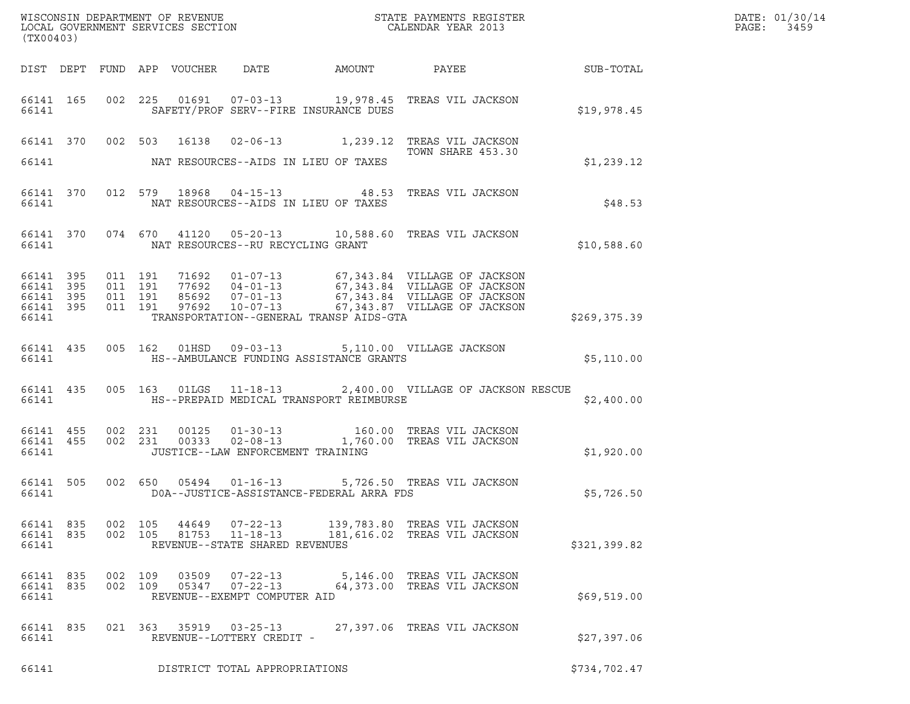WISCONSIN DEPARTMENT OF REVENUE
LOCAL GOVERNMENT SERVICES SECTION
(TX00403)

STATE PAYMENTS REGISTER
CALENDAR YEAR 2013

DATE: 01/30/14
PAGE: 3459

| DIST | DEPT | FUND | APP | VOUCHER | DATE | AMOUNT | PAYEE | SUB-TOTAL |
|---|---|---|---|---|---|---|---|---|
| 66141 | 165 | 002 | 225 | 01691 | 07-03-13 | 19,978.45 | TREAS VIL JACKSON | |
| 66141 | | | | SAFETY/PROF SERV--FIRE INSURANCE DUES | | | | $19,978.45 |
| 66141 | 370 | 002 | 503 | 16138 | 02-06-13 | 1,239.12 | TREAS VIL JACKSON TOWN SHARE 453.30 | |
| 66141 | | | | NAT RESOURCES--AIDS IN LIEU OF TAXES | | | | $1,239.12 |
| 66141 | 370 | 012 | 579 | 18968 | 04-15-13 | 48.53 | TREAS VIL JACKSON | |
| 66141 | | | | NAT RESOURCES--AIDS IN LIEU OF TAXES | | | | $48.53 |
| 66141 | 370 | 074 | 670 | 41120 | 05-20-13 | 10,588.60 | TREAS VIL JACKSON | |
| 66141 | | | | NAT RESOURCES--RU RECYCLING GRANT | | | | $10,588.60 |
| 66141 | 395 | 011 | 191 | 71692 | 01-07-13 | 67,343.84 | VILLAGE OF JACKSON | |
| 66141 | 395 | 011 | 191 | 77692 | 04-01-13 | 67,343.84 | VILLAGE OF JACKSON | |
| 66141 | 395 | 011 | 191 | 85692 | 07-01-13 | 67,343.84 | VILLAGE OF JACKSON | |
| 66141 | 395 | 011 | 191 | 97692 | 10-07-13 | 67,343.87 | VILLAGE OF JACKSON | |
| 66141 | | | | TRANSPORTATION--GENERAL TRANSP AIDS-GTA | | | | $269,375.39 |
| 66141 | 435 | 005 | 162 | 01HSD | 09-03-13 | 5,110.00 | VILLAGE JACKSON | |
| 66141 | | | | HS--AMBULANCE FUNDING ASSISTANCE GRANTS | | | | $5,110.00 |
| 66141 | 435 | 005 | 163 | 01LGS | 11-18-13 | 2,400.00 | VILLAGE OF JACKSON RESCUE | |
| 66141 | | | | HS--PREPAID MEDICAL TRANSPORT REIMBURSE | | | | $2,400.00 |
| 66141 | 455 | 002 | 231 | 00125 | 01-30-13 | 160.00 | TREAS VIL JACKSON | |
| 66141 | 455 | 002 | 231 | 00333 | 02-08-13 | 1,760.00 | TREAS VIL JACKSON | |
| 66141 | | | | JUSTICE--LAW ENFORCEMENT TRAINING | | | | $1,920.00 |
| 66141 | 505 | 002 | 650 | 05494 | 01-16-13 | 5,726.50 | TREAS VIL JACKSON | |
| 66141 | | | | DOA--JUSTICE-ASSISTANCE-FEDERAL ARRA FDS | | | | $5,726.50 |
| 66141 | 835 | 002 | 105 | 44649 | 07-22-13 | 139,783.80 | TREAS VIL JACKSON | |
| 66141 | 835 | 002 | 105 | 81753 | 11-18-13 | 181,616.02 | TREAS VIL JACKSON | |
| 66141 | | | | REVENUE--STATE SHARED REVENUES | | | | $321,399.82 |
| 66141 | 835 | 002 | 109 | 03509 | 07-22-13 | 5,146.00 | TREAS VIL JACKSON | |
| 66141 | 835 | 002 | 109 | 05347 | 07-22-13 | 64,373.00 | TREAS VIL JACKSON | |
| 66141 | | | | REVENUE--EXEMPT COMPUTER AID | | | | $69,519.00 |
| 66141 | 835 | 021 | 363 | 35919 | 03-25-13 | 27,397.06 | TREAS VIL JACKSON | |
| 66141 | | | | REVENUE--LOTTERY CREDIT - | | | | $27,397.06 |
| 66141 | | | | DISTRICT TOTAL APPROPRIATIONS | | | | $734,702.47 |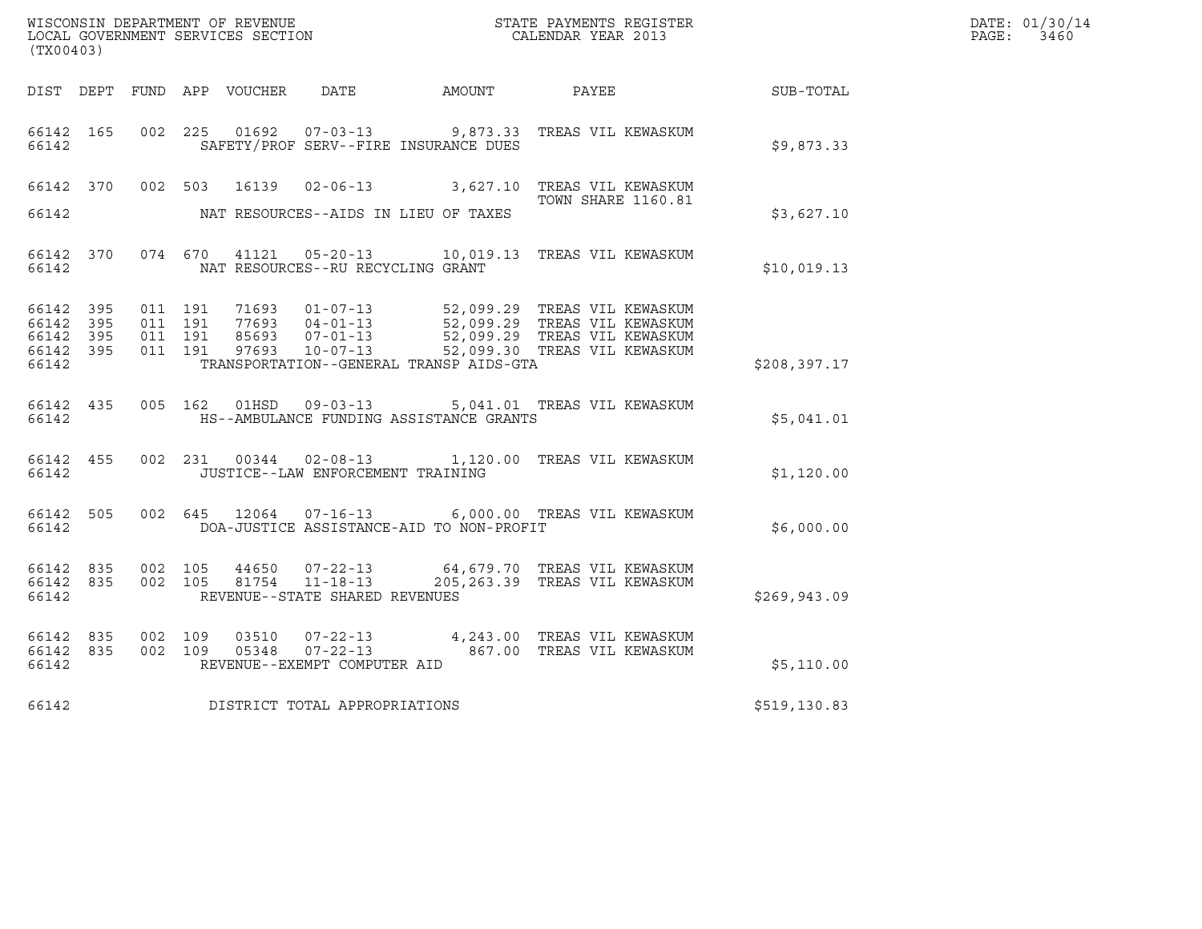WISCONSIN DEPARTMENT OF REVENUE
LOCAL GOVERNMENT SERVICES SECTION
(TX00403)

STATE PAYMENTS REGISTER
CALENDAR YEAR 2013

DATE: 01/30/14
PAGE: 3460

| DIST | DEPT | FUND | APP | VOUCHER | DATE | AMOUNT | PAYEE | SUB-TOTAL |
|---|---|---|---|---|---|---|---|---|
| 66142 | 165 | 002 | 225 | 01692 | 07-03-13 | 9,873.33 | TREAS VIL KEWASKUM | |
| 66142 | | | | | SAFETY/PROF SERV--FIRE INSURANCE DUES | | | $9,873.33 |
| 66142 | 370 | 002 | 503 | 16139 | 02-06-13 | 3,627.10 | TREAS VIL KEWASKUM TOWN SHARE 1160.81 | |
| 66142 | | | | | NAT RESOURCES--AIDS IN LIEU OF TAXES | | | $3,627.10 |
| 66142 | 370 | 074 | 670 | 41121 | 05-20-13 | 10,019.13 | TREAS VIL KEWASKUM | |
| 66142 | | | | | NAT RESOURCES--RU RECYCLING GRANT | | | $10,019.13 |
| 66142 | 395 | 011 | 191 | 71693 | 01-07-13 | 52,099.29 | TREAS VIL KEWASKUM | |
| 66142 | 395 | 011 | 191 | 77693 | 04-01-13 | 52,099.29 | TREAS VIL KEWASKUM | |
| 66142 | 395 | 011 | 191 | 85693 | 07-01-13 | 52,099.29 | TREAS VIL KEWASKUM | |
| 66142 | 395 | 011 | 191 | 97693 | 10-07-13 | 52,099.30 | TREAS VIL KEWASKUM | |
| 66142 | | | | | TRANSPORTATION--GENERAL TRANSP AIDS-GTA | | | $208,397.17 |
| 66142 | 435 | 005 | 162 | 01HSD | 09-03-13 | 5,041.01 | TREAS VIL KEWASKUM | |
| 66142 | | | | | HS--AMBULANCE FUNDING ASSISTANCE GRANTS | | | $5,041.01 |
| 66142 | 455 | 002 | 231 | 00344 | 02-08-13 | 1,120.00 | TREAS VIL KEWASKUM | |
| 66142 | | | | | JUSTICE--LAW ENFORCEMENT TRAINING | | | $1,120.00 |
| 66142 | 505 | 002 | 645 | 12064 | 07-16-13 | 6,000.00 | TREAS VIL KEWASKUM | |
| 66142 | | | | | DOA-JUSTICE ASSISTANCE-AID TO NON-PROFIT | | | $6,000.00 |
| 66142 | 835 | 002 | 105 | 44650 | 07-22-13 | 64,679.70 | TREAS VIL KEWASKUM | |
| 66142 | 835 | 002 | 105 | 81754 | 11-18-13 | 205,263.39 | TREAS VIL KEWASKUM | |
| 66142 | | | | | REVENUE--STATE SHARED REVENUES | | | $269,943.09 |
| 66142 | 835 | 002 | 109 | 03510 | 07-22-13 | 4,243.00 | TREAS VIL KEWASKUM | |
| 66142 | 835 | 002 | 109 | 05348 | 07-22-13 | 867.00 | TREAS VIL KEWASKUM | |
| 66142 | | | | | REVENUE--EXEMPT COMPUTER AID | | | $5,110.00 |
| 66142 | | | | | DISTRICT TOTAL APPROPRIATIONS | | | $519,130.83 |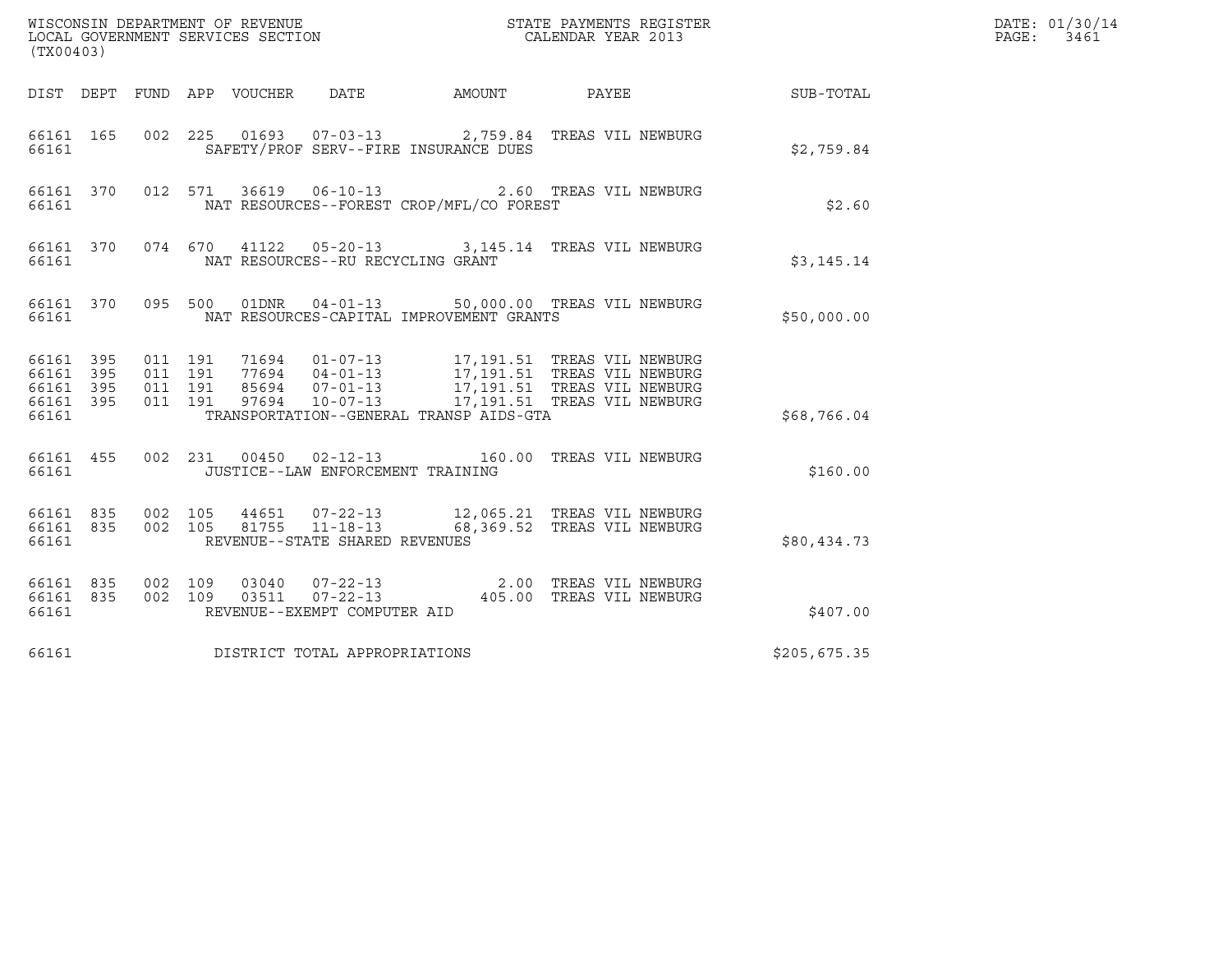WISCONSIN DEPARTMENT OF REVENUE
LOCAL GOVERNMENT SERVICES SECTION
(TX00403)

STATE PAYMENTS REGISTER
CALENDAR YEAR 2013

DATE: 01/30/14
PAGE: 3461

| DIST | DEPT | FUND | APP | VOUCHER | DATE | AMOUNT | PAYEE | SUB-TOTAL |
|---|---|---|---|---|---|---|---|---|
| 66161 | 165 | 002 | 225 | 01693 | 07-03-13 | 2,759.84 | TREAS VIL NEWBURG | |
| 66161 | | | | SAFETY/PROF SERV--FIRE INSURANCE DUES | | | | $2,759.84 |
| 66161 | 370 | 012 | 571 | 36619 | 06-10-13 | 2.60 | TREAS VIL NEWBURG | |
| 66161 | | | | NAT RESOURCES--FOREST CROP/MFL/CO FOREST | | | | $2.60 |
| 66161 | 370 | 074 | 670 | 41122 | 05-20-13 | 3,145.14 | TREAS VIL NEWBURG | |
| 66161 | | | | NAT RESOURCES--RU RECYCLING GRANT | | | | $3,145.14 |
| 66161 | 370 | 095 | 500 | 01DNR | 04-01-13 | 50,000.00 | TREAS VIL NEWBURG | |
| 66161 | | | | NAT RESOURCES-CAPITAL IMPROVEMENT GRANTS | | | | $50,000.00 |
| 66161 | 395 | 011 | 191 | 71694 | 01-07-13 | 17,191.51 | TREAS VIL NEWBURG | |
| 66161 | 395 | 011 | 191 | 77694 | 04-01-13 | 17,191.51 | TREAS VIL NEWBURG | |
| 66161 | 395 | 011 | 191 | 85694 | 07-01-13 | 17,191.51 | TREAS VIL NEWBURG | |
| 66161 | 395 | 011 | 191 | 97694 | 10-07-13 | 17,191.51 | TREAS VIL NEWBURG | |
| 66161 | | | | TRANSPORTATION--GENERAL TRANSP AIDS-GTA | | | | $68,766.04 |
| 66161 | 455 | 002 | 231 | 00450 | 02-12-13 | 160.00 | TREAS VIL NEWBURG | |
| 66161 | | | | JUSTICE--LAW ENFORCEMENT TRAINING | | | | $160.00 |
| 66161 | 835 | 002 | 105 | 44651 | 07-22-13 | 12,065.21 | TREAS VIL NEWBURG | |
| 66161 | 835 | 002 | 105 | 81755 | 11-18-13 | 68,369.52 | TREAS VIL NEWBURG | |
| 66161 | | | | REVENUE--STATE SHARED REVENUES | | | | $80,434.73 |
| 66161 | 835 | 002 | 109 | 03040 | 07-22-13 | 2.00 | TREAS VIL NEWBURG | |
| 66161 | 835 | 002 | 109 | 03511 | 07-22-13 | 405.00 | TREAS VIL NEWBURG | |
| 66161 | | | | REVENUE--EXEMPT COMPUTER AID | | | | $407.00 |
| 66161 | | | | DISTRICT TOTAL APPROPRIATIONS | | | | $205,675.35 |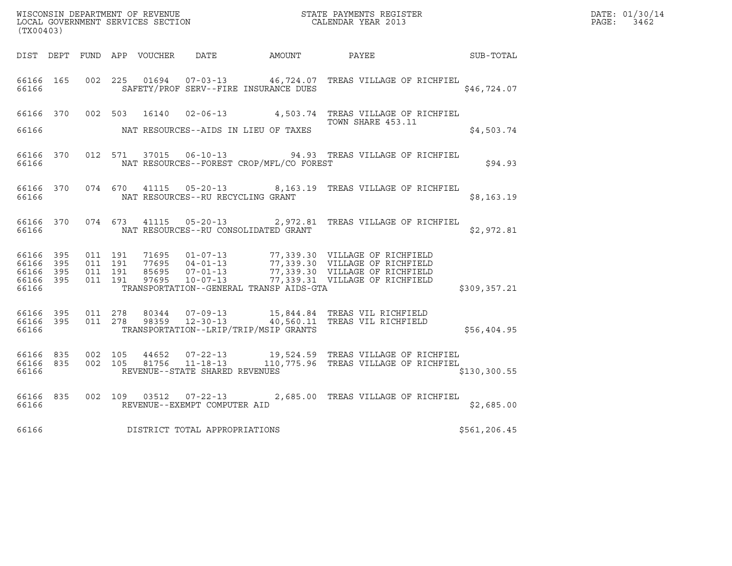WISCONSIN DEPARTMENT OF REVENUE
LOCAL GOVERNMENT SERVICES SECTION
(TX00403)

STATE PAYMENTS REGISTER
CALENDAR YEAR 2013

DATE: 01/30/14
PAGE: 3462

| DIST | DEPT | FUND | APP | VOUCHER | DATE | AMOUNT | PAYEE | SUB-TOTAL |
|---|---|---|---|---|---|---|---|---|
| 66166 | 165 | 002 | 225 | 01694 | 07-03-13 | 46,724.07 | TREAS VILLAGE OF RICHFIEL | |
| 66166 | | | | | SAFETY/PROF SERV--FIRE INSURANCE DUES | | | $46,724.07 |
| 66166 | 370 | 002 | 503 | 16140 | 02-06-13 | 4,503.74 | TREAS VILLAGE OF RICHFIEL TOWN SHARE 453.11 | |
| 66166 | | | | | NAT RESOURCES--AIDS IN LIEU OF TAXES | | | $4,503.74 |
| 66166 | 370 | 012 | 571 | 37015 | 06-10-13 | 94.93 | TREAS VILLAGE OF RICHFIEL | |
| 66166 | | | | | NAT RESOURCES--FOREST CROP/MFL/CO FOREST | | | $94.93 |
| 66166 | 370 | 074 | 670 | 41115 | 05-20-13 | 8,163.19 | TREAS VILLAGE OF RICHFIEL | |
| 66166 | | | | | NAT RESOURCES--RU RECYCLING GRANT | | | $8,163.19 |
| 66166 | 370 | 074 | 673 | 41115 | 05-20-13 | 2,972.81 | TREAS VILLAGE OF RICHFIEL | |
| 66166 | | | | | NAT RESOURCES--RU CONSOLIDATED GRANT | | | $2,972.81 |
| 66166 | 395 | 011 | 191 | 71695 | 01-07-13 | 77,339.30 | VILLAGE OF RICHFIELD | |
| 66166 | 395 | 011 | 191 | 77695 | 04-01-13 | 77,339.30 | VILLAGE OF RICHFIELD | |
| 66166 | 395 | 011 | 191 | 85695 | 07-01-13 | 77,339.30 | VILLAGE OF RICHFIELD | |
| 66166 | 395 | 011 | 191 | 97695 | 10-07-13 | 77,339.31 | VILLAGE OF RICHFIELD | |
| 66166 | | | | | TRANSPORTATION--GENERAL TRANSP AIDS-GTA | | | $309,357.21 |
| 66166 | 395 | 011 | 278 | 80344 | 07-09-13 | 15,844.84 | TREAS VIL RICHFIELD | |
| 66166 | 395 | 011 | 278 | 98359 | 12-30-13 | 40,560.11 | TREAS VIL RICHFIELD | |
| 66166 | | | | | TRANSPORTATION--LRIP/TRIP/MSIP GRANTS | | | $56,404.95 |
| 66166 | 835 | 002 | 105 | 44652 | 07-22-13 | 19,524.59 | TREAS VILLAGE OF RICHFIEL | |
| 66166 | 835 | 002 | 105 | 81756 | 11-18-13 | 110,775.96 | TREAS VILLAGE OF RICHFIEL | |
| 66166 | | | | | REVENUE--STATE SHARED REVENUES | | | $130,300.55 |
| 66166 | 835 | 002 | 109 | 03512 | 07-22-13 | 2,685.00 | TREAS VILLAGE OF RICHFIEL | |
| 66166 | | | | | REVENUE--EXEMPT COMPUTER AID | | | $2,685.00 |
| 66166 | | | | | DISTRICT TOTAL APPROPRIATIONS | | | $561,206.45 |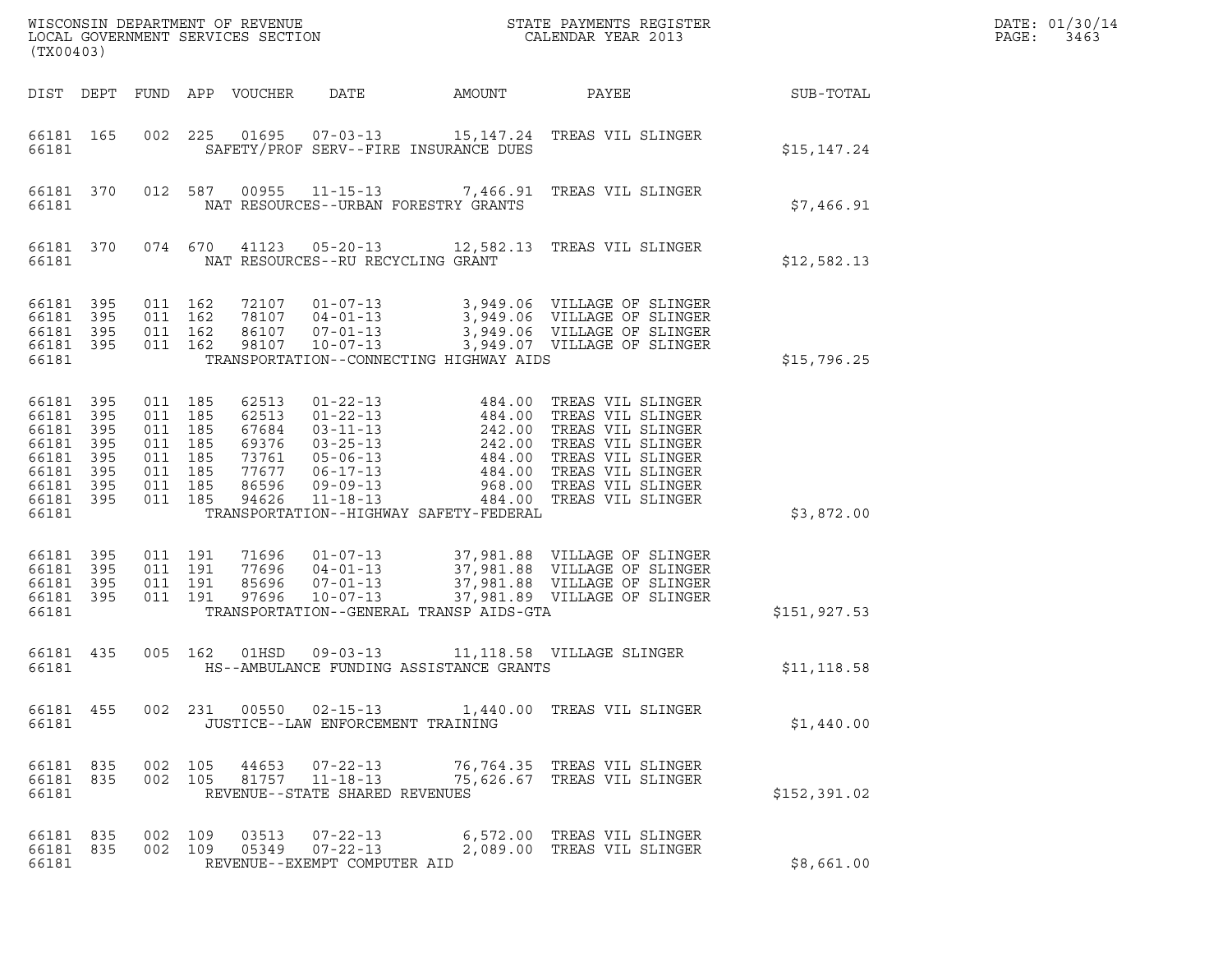WISCONSIN DEPARTMENT OF REVENUE
LOCAL GOVERNMENT SERVICES SECTION
(TX00403)

STATE PAYMENTS REGISTER
CALENDAR YEAR 2013

DATE: 01/30/14

| DIST | DEPT | FUND | APP | VOUCHER | DATE | AMOUNT | PAYEE | SUB-TOTAL |
|---|---|---|---|---|---|---|---|---|
| 66181 | 165 | 002 | 225 | 01695 | 07-03-13 | 15,147.24 | TREAS VIL SLINGER | |
| 66181 | | | | SAFETY/PROF SERV--FIRE INSURANCE DUES | | | | $15,147.24 |
| 66181 | 370 | 012 | 587 | 00955 | 11-15-13 | 7,466.91 | TREAS VIL SLINGER | |
| 66181 | | | | NAT RESOURCES--URBAN FORESTRY GRANTS | | | | $7,466.91 |
| 66181 | 370 | 074 | 670 | 41123 | 05-20-13 | 12,582.13 | TREAS VIL SLINGER | |
| 66181 | | | | NAT RESOURCES--RU RECYCLING GRANT | | | | $12,582.13 |
| 66181 | 395 | 011 | 162 | 72107 | 01-07-13 | 3,949.06 | VILLAGE OF SLINGER | |
| 66181 | 395 | 011 | 162 | 78107 | 04-01-13 | 3,949.06 | VILLAGE OF SLINGER | |
| 66181 | 395 | 011 | 162 | 86107 | 07-01-13 | 3,949.06 | VILLAGE OF SLINGER | |
| 66181 | 395 | 011 | 162 | 98107 | 10-07-13 | 3,949.07 | VILLAGE OF SLINGER | |
| 66181 | | | | TRANSPORTATION--CONNECTING HIGHWAY AIDS | | | | $15,796.25 |
| 66181 | 395 | 011 | 185 | 62513 | 01-22-13 | 484.00 | TREAS VIL SLINGER | |
| 66181 | 395 | 011 | 185 | 62513 | 01-22-13 | 484.00 | TREAS VIL SLINGER | |
| 66181 | 395 | 011 | 185 | 67684 | 03-11-13 | 242.00 | TREAS VIL SLINGER | |
| 66181 | 395 | 011 | 185 | 69376 | 03-25-13 | 242.00 | TREAS VIL SLINGER | |
| 66181 | 395 | 011 | 185 | 73761 | 05-06-13 | 484.00 | TREAS VIL SLINGER | |
| 66181 | 395 | 011 | 185 | 77677 | 06-17-13 | 484.00 | TREAS VIL SLINGER | |
| 66181 | 395 | 011 | 185 | 86596 | 09-09-13 | 968.00 | TREAS VIL SLINGER | |
| 66181 | 395 | 011 | 185 | 94626 | 11-18-13 | 484.00 | TREAS VIL SLINGER | |
| 66181 | | | | TRANSPORTATION--HIGHWAY SAFETY-FEDERAL | | | | $3,872.00 |
| 66181 | 395 | 011 | 191 | 71696 | 01-07-13 | 37,981.88 | VILLAGE OF SLINGER | |
| 66181 | 395 | 011 | 191 | 77696 | 04-01-13 | 37,981.88 | VILLAGE OF SLINGER | |
| 66181 | 395 | 011 | 191 | 85696 | 07-01-13 | 37,981.88 | VILLAGE OF SLINGER | |
| 66181 | 395 | 011 | 191 | 97696 | 10-07-13 | 37,981.89 | VILLAGE OF SLINGER | |
| 66181 | | | | TRANSPORTATION--GENERAL TRANSP AIDS-GTA | | | | $151,927.53 |
| 66181 | 435 | 005 | 162 | 01HSD | 09-03-13 | 11,118.58 | VILLAGE SLINGER | |
| 66181 | | | | HS--AMBULANCE FUNDING ASSISTANCE GRANTS | | | | $11,118.58 |
| 66181 | 455 | 002 | 231 | 00550 | 02-15-13 | 1,440.00 | TREAS VIL SLINGER | |
| 66181 | | | | JUSTICE--LAW ENFORCEMENT TRAINING | | | | $1,440.00 |
| 66181 | 835 | 002 | 105 | 44653 | 07-22-13 | 76,764.35 | TREAS VIL SLINGER | |
| 66181 | 835 | 002 | 105 | 81757 | 11-18-13 | 75,626.67 | TREAS VIL SLINGER | |
| 66181 | | | | REVENUE--STATE SHARED REVENUES | | | | $152,391.02 |
| 66181 | 835 | 002 | 109 | 03513 | 07-22-13 | 6,572.00 | TREAS VIL SLINGER | |
| 66181 | 835 | 002 | 109 | 05349 | 07-22-13 | 2,089.00 | TREAS VIL SLINGER | |
| 66181 | | | | REVENUE--EXEMPT COMPUTER AID | | | | $8,661.00 |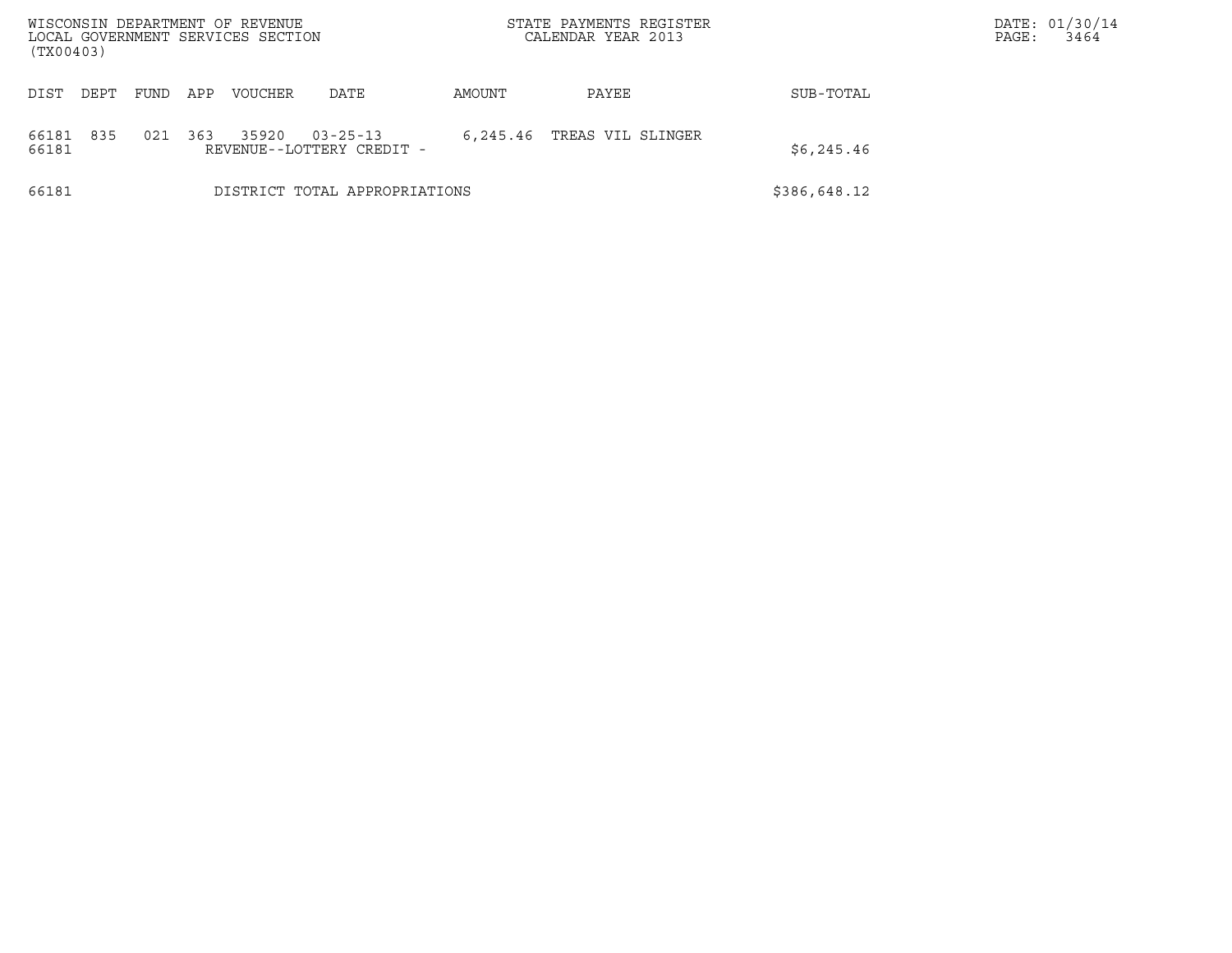| DIST | DEPT | FUND | APP | VOUCHER | DATE | AMOUNT | PAYEE | SUB-TOTAL |
|---|---|---|---|---|---|---|---|---|
| 66181 | 835 | 021 | 363 | 35920 | 03-25-13 | 6,245.46 | TREAS VIL SLINGER | |
| 66181 | | | | REVENUE--LOTTERY CREDIT - | | | | $6,245.46 |
| 66181 | | | | DISTRICT TOTAL APPROPRIATIONS | | | | $386,648.12 |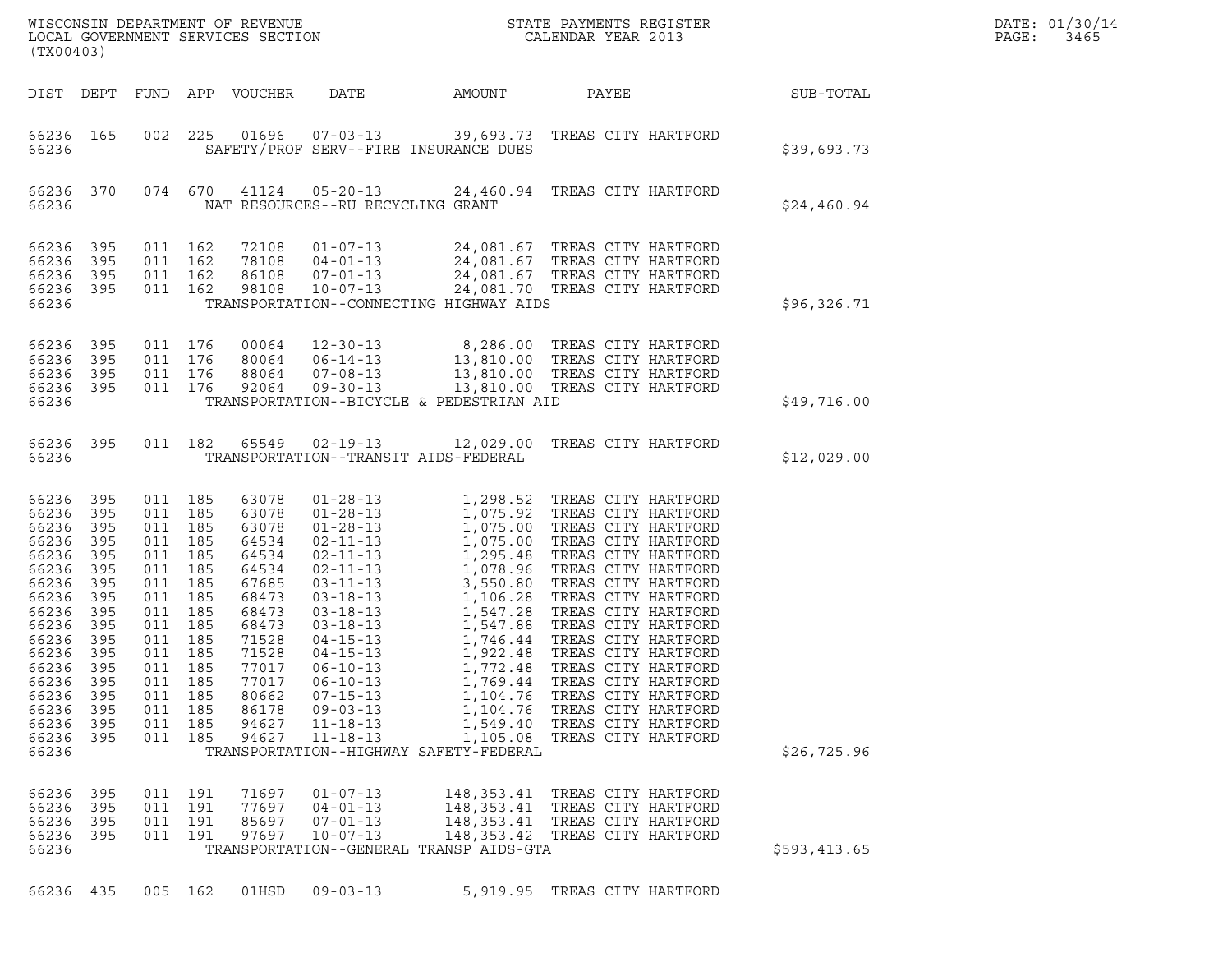WISCONSIN DEPARTMENT OF REVENUE
LOCAL GOVERNMENT SERVICES SECTION
(TX00403)

STATE PAYMENTS REGISTER
CALENDAR YEAR 2013

DATE: 01/30/14
PAGE: 3465

| DIST | DEPT | FUND | APP | VOUCHER | DATE | AMOUNT | PAYEE | SUB-TOTAL |
|---|---|---|---|---|---|---|---|---|
| 66236 | 165 | 002 | 225 | 01696 | 07-03-13 | 39,693.73 | TREAS CITY HARTFORD | |
| 66236 | | | | SAFETY/PROF SERV--FIRE INSURANCE DUES | | | | $39,693.73 |
| 66236 | 370 | 074 | 670 | 41124 | 05-20-13 | 24,460.94 | TREAS CITY HARTFORD | |
| 66236 | | | | NAT RESOURCES--RU RECYCLING GRANT | | | | $24,460.94 |
| 66236 | 395 | 011 | 162 | 72108 | 01-07-13 | 24,081.67 | TREAS CITY HARTFORD | |
| 66236 | 395 | 011 | 162 | 78108 | 04-01-13 | 24,081.67 | TREAS CITY HARTFORD | |
| 66236 | 395 | 011 | 162 | 86108 | 07-01-13 | 24,081.67 | TREAS CITY HARTFORD | |
| 66236 | 395 | 011 | 162 | 98108 | 10-07-13 | 24,081.70 | TREAS CITY HARTFORD | |
| 66236 | | | | TRANSPORTATION--CONNECTING HIGHWAY AIDS | | | | $96,326.71 |
| 66236 | 395 | 011 | 176 | 00064 | 12-30-13 | 8,286.00 | TREAS CITY HARTFORD | |
| 66236 | 395 | 011 | 176 | 80064 | 06-14-13 | 13,810.00 | TREAS CITY HARTFORD | |
| 66236 | 395 | 011 | 176 | 88064 | 07-08-13 | 13,810.00 | TREAS CITY HARTFORD | |
| 66236 | 395 | 011 | 176 | 92064 | 09-30-13 | 13,810.00 | TREAS CITY HARTFORD | |
| 66236 | | | | TRANSPORTATION--BICYCLE & PEDESTRIAN AID | | | | $49,716.00 |
| 66236 | 395 | 011 | 182 | 65549 | 02-19-13 | 12,029.00 | TREAS CITY HARTFORD | |
| 66236 | | | | TRANSPORTATION--TRANSIT AIDS-FEDERAL | | | | $12,029.00 |
| 66236 | 395 | 011 | 185 | 63078 | 01-28-13 | 1,298.52 | TREAS CITY HARTFORD | |
| 66236 | 395 | 011 | 185 | 63078 | 01-28-13 | 1,075.92 | TREAS CITY HARTFORD | |
| 66236 | 395 | 011 | 185 | 63078 | 01-28-13 | 1,075.00 | TREAS CITY HARTFORD | |
| 66236 | 395 | 011 | 185 | 64534 | 02-11-13 | 1,075.00 | TREAS CITY HARTFORD | |
| 66236 | 395 | 011 | 185 | 64534 | 02-11-13 | 1,295.48 | TREAS CITY HARTFORD | |
| 66236 | 395 | 011 | 185 | 64534 | 02-11-13 | 1,078.96 | TREAS CITY HARTFORD | |
| 66236 | 395 | 011 | 185 | 67685 | 03-11-13 | 3,550.80 | TREAS CITY HARTFORD | |
| 66236 | 395 | 011 | 185 | 68473 | 03-18-13 | 1,106.28 | TREAS CITY HARTFORD | |
| 66236 | 395 | 011 | 185 | 68473 | 03-18-13 | 1,547.28 | TREAS CITY HARTFORD | |
| 66236 | 395 | 011 | 185 | 68473 | 03-18-13 | 1,547.88 | TREAS CITY HARTFORD | |
| 66236 | 395 | 011 | 185 | 71528 | 04-15-13 | 1,746.44 | TREAS CITY HARTFORD | |
| 66236 | 395 | 011 | 185 | 71528 | 04-15-13 | 1,922.48 | TREAS CITY HARTFORD | |
| 66236 | 395 | 011 | 185 | 77017 | 06-10-13 | 1,772.48 | TREAS CITY HARTFORD | |
| 66236 | 395 | 011 | 185 | 77017 | 06-10-13 | 1,769.44 | TREAS CITY HARTFORD | |
| 66236 | 395 | 011 | 185 | 80662 | 07-15-13 | 1,104.76 | TREAS CITY HARTFORD | |
| 66236 | 395 | 011 | 185 | 86178 | 09-03-13 | 1,104.76 | TREAS CITY HARTFORD | |
| 66236 | 395 | 011 | 185 | 94627 | 11-18-13 | 1,549.40 | TREAS CITY HARTFORD | |
| 66236 | 395 | 011 | 185 | 94627 | 11-18-13 | 1,105.08 | TREAS CITY HARTFORD | |
| 66236 | | | | TRANSPORTATION--HIGHWAY SAFETY-FEDERAL | | | | $26,725.96 |
| 66236 | 395 | 011 | 191 | 71697 | 01-07-13 | 148,353.41 | TREAS CITY HARTFORD | |
| 66236 | 395 | 011 | 191 | 77697 | 04-01-13 | 148,353.41 | TREAS CITY HARTFORD | |
| 66236 | 395 | 011 | 191 | 85697 | 07-01-13 | 148,353.41 | TREAS CITY HARTFORD | |
| 66236 | 395 | 011 | 191 | 97697 | 10-07-13 | 148,353.42 | TREAS CITY HARTFORD | |
| 66236 | | | | TRANSPORTATION--GENERAL TRANSP AIDS-GTA | | | | $593,413.65 |
| 66236 | 435 | 005 | 162 | 01HSD | 09-03-13 | 5,919.95 | TREAS CITY HARTFORD | |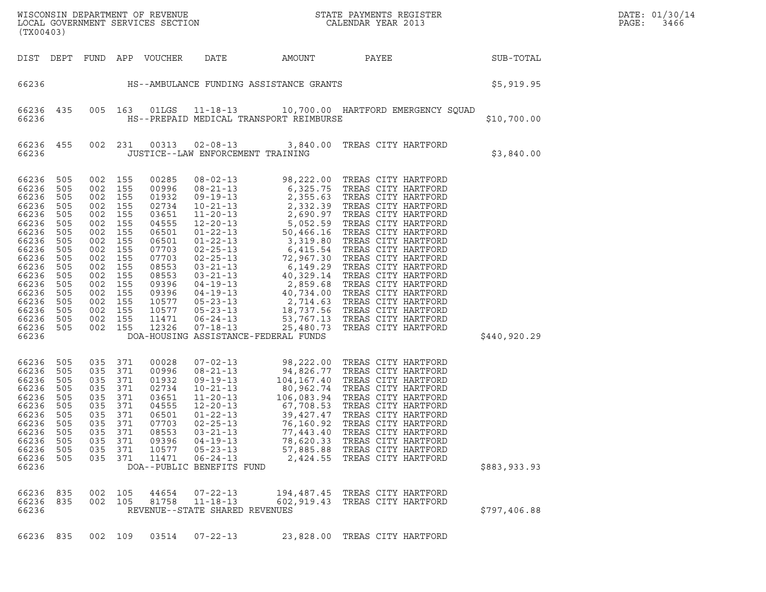WISCONSIN DEPARTMENT OF REVENUE
LOCAL GOVERNMENT SERVICES SECTION
(TX00403)

STATE PAYMENTS REGISTER
CALENDAR YEAR 2013

| DIST | DEPT | FUND | APP | VOUCHER | DATE | AMOUNT | PAYEE | SUB-TOTAL |
|---|---|---|---|---|---|---|---|---|
| 66236 | | | | | HS--AMBULANCE FUNDING ASSISTANCE GRANTS | | | $5,919.95 |
| 66236 | 435 | 005 | 163 | 01LGS | 11-18-13 | 10,700.00 | HARTFORD EMERGENCY SQUAD | |
| 66236 | | | | | HS--PREPAID MEDICAL TRANSPORT REIMBURSE | | | $10,700.00 |
| 66236 | 455 | 002 | 231 | 00313 | 02-08-13 | 3,840.00 | TREAS CITY HARTFORD | |
| 66236 | | | | | JUSTICE--LAW ENFORCEMENT TRAINING | | | $3,840.00 |
| 66236 | 505 | 002 | 155 | 00285 | 08-02-13 | 98,222.00 | TREAS CITY HARTFORD | |
| 66236 | 505 | 002 | 155 | 00996 | 08-21-13 | 6,325.75 | TREAS CITY HARTFORD | |
| 66236 | 505 | 002 | 155 | 01932 | 09-19-13 | 2,355.63 | TREAS CITY HARTFORD | |
| 66236 | 505 | 002 | 155 | 02734 | 10-21-13 | 2,332.39 | TREAS CITY HARTFORD | |
| 66236 | 505 | 002 | 155 | 03651 | 11-20-13 | 2,690.97 | TREAS CITY HARTFORD | |
| 66236 | 505 | 002 | 155 | 04555 | 12-20-13 | 5,052.59 | TREAS CITY HARTFORD | |
| 66236 | 505 | 002 | 155 | 06501 | 01-22-13 | 50,466.16 | TREAS CITY HARTFORD | |
| 66236 | 505 | 002 | 155 | 06501 | 01-22-13 | 3,319.80 | TREAS CITY HARTFORD | |
| 66236 | 505 | 002 | 155 | 07703 | 02-25-13 | 6,415.54 | TREAS CITY HARTFORD | |
| 66236 | 505 | 002 | 155 | 07703 | 02-25-13 | 72,967.30 | TREAS CITY HARTFORD | |
| 66236 | 505 | 002 | 155 | 08553 | 03-21-13 | 6,149.29 | TREAS CITY HARTFORD | |
| 66236 | 505 | 002 | 155 | 08553 | 03-21-13 | 40,329.14 | TREAS CITY HARTFORD | |
| 66236 | 505 | 002 | 155 | 09396 | 04-19-13 | 2,859.68 | TREAS CITY HARTFORD | |
| 66236 | 505 | 002 | 155 | 09396 | 04-19-13 | 40,734.00 | TREAS CITY HARTFORD | |
| 66236 | 505 | 002 | 155 | 10577 | 05-23-13 | 2,714.63 | TREAS CITY HARTFORD | |
| 66236 | 505 | 002 | 155 | 10577 | 05-23-13 | 18,737.56 | TREAS CITY HARTFORD | |
| 66236 | 505 | 002 | 155 | 11471 | 06-24-13 | 53,767.13 | TREAS CITY HARTFORD | |
| 66236 | 505 | 002 | 155 | 12326 | 07-18-13 | 25,480.73 | TREAS CITY HARTFORD | |
| 66236 | | | | | DOA-HOUSING ASSISTANCE-FEDERAL FUNDS | | | $440,920.29 |
| 66236 | 505 | 035 | 371 | 00028 | 07-02-13 | 98,222.00 | TREAS CITY HARTFORD | |
| 66236 | 505 | 035 | 371 | 00996 | 08-21-13 | 94,826.77 | TREAS CITY HARTFORD | |
| 66236 | 505 | 035 | 371 | 01932 | 09-19-13 | 104,167.40 | TREAS CITY HARTFORD | |
| 66236 | 505 | 035 | 371 | 02734 | 10-21-13 | 80,962.74 | TREAS CITY HARTFORD | |
| 66236 | 505 | 035 | 371 | 03651 | 11-20-13 | 106,083.94 | TREAS CITY HARTFORD | |
| 66236 | 505 | 035 | 371 | 04555 | 12-20-13 | 67,708.53 | TREAS CITY HARTFORD | |
| 66236 | 505 | 035 | 371 | 06501 | 01-22-13 | 39,427.47 | TREAS CITY HARTFORD | |
| 66236 | 505 | 035 | 371 | 07703 | 02-25-13 | 76,160.92 | TREAS CITY HARTFORD | |
| 66236 | 505 | 035 | 371 | 08553 | 03-21-13 | 77,443.40 | TREAS CITY HARTFORD | |
| 66236 | 505 | 035 | 371 | 09396 | 04-19-13 | 78,620.33 | TREAS CITY HARTFORD | |
| 66236 | 505 | 035 | 371 | 10577 | 05-23-13 | 57,885.88 | TREAS CITY HARTFORD | |
| 66236 | 505 | 035 | 371 | 11471 | 06-24-13 | 2,424.55 | TREAS CITY HARTFORD | |
| 66236 | | | | | DOA--PUBLIC BENEFITS FUND | | | $883,933.93 |
| 66236 | 835 | 002 | 105 | 44654 | 07-22-13 | 194,487.45 | TREAS CITY HARTFORD | |
| 66236 | 835 | 002 | 105 | 81758 | 11-18-13 | 602,919.43 | TREAS CITY HARTFORD | |
| 66236 | | | | | REVENUE--STATE SHARED REVENUES | | | $797,406.88 |
| 66236 | 835 | 002 | 109 | 03514 | 07-22-13 | 23,828.00 | TREAS CITY HARTFORD | |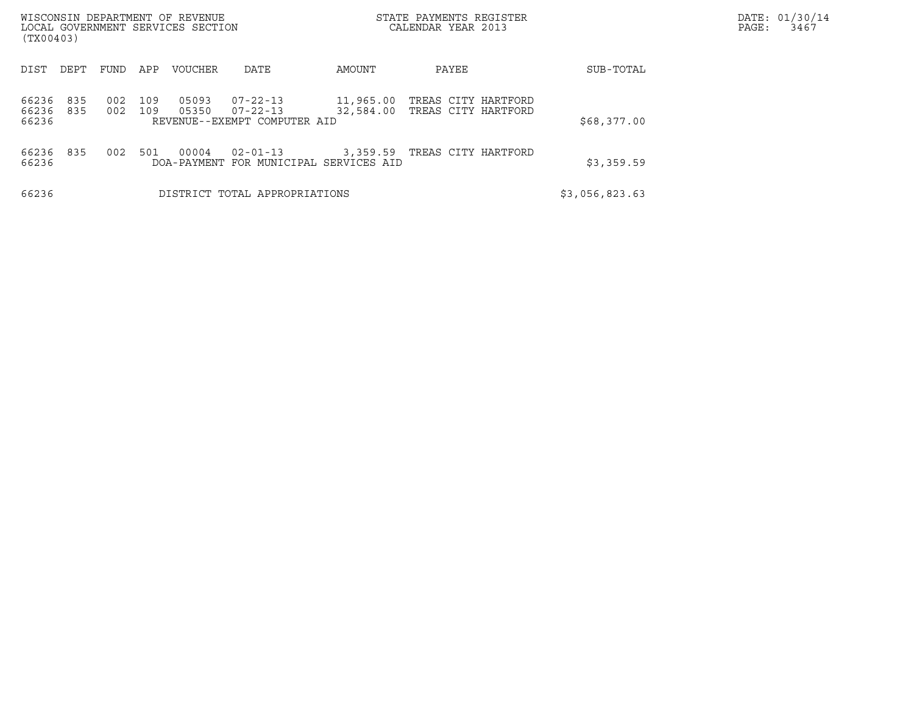| DIST | DEPT | FUND | APP | VOUCHER | DATE | AMOUNT | PAYEE | SUB-TOTAL |
|---|---|---|---|---|---|---|---|---|
| 66236 | 835 | 002 | 109 | 05093 | 07-22-13 | 11,965.00 | TREAS CITY HARTFORD | |
| 66236 | 835 | 002 | 109 | 05350 | 07-22-13 | 32,584.00 | TREAS CITY HARTFORD | |
| 66236 | | | | REVENUE--EXEMPT COMPUTER AID | | | | $68,377.00 |
| 66236 | 835 | 002 | 501 | 00004 | 02-01-13 | 3,359.59 | TREAS CITY HARTFORD | |
| 66236 | | | | DOA-PAYMENT FOR MUNICIPAL SERVICES AID | | | | $3,359.59 |
| 66236 | | | | DISTRICT TOTAL APPROPRIATIONS | | | | $3,056,823.63 |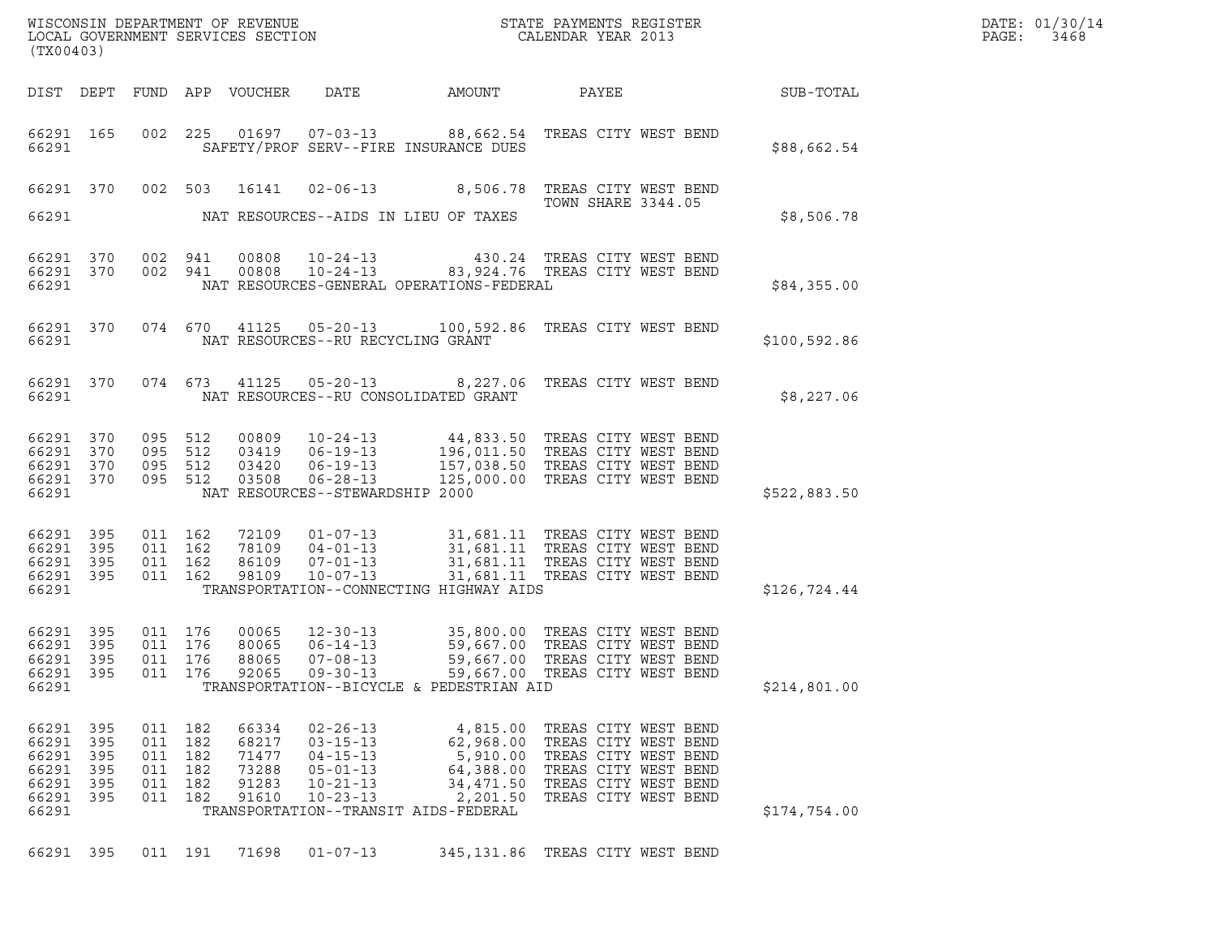WISCONSIN DEPARTMENT OF REVENUE
LOCAL GOVERNMENT SERVICES SECTION
(TX00403)

STATE PAYMENTS REGISTER
CALENDAR YEAR 2013

DATE: 01/30/14
PAGE: 3468

| DIST | DEPT | FUND | APP | VOUCHER | DATE | AMOUNT | PAYEE | SUB-TOTAL |
|---|---|---|---|---|---|---|---|---|
| 66291 | 165 | 002 | 225 | 01697 | 07-03-13 | 88,662.54 | TREAS CITY WEST BEND | |
| 66291 | | | | | SAFETY/PROF SERV--FIRE INSURANCE DUES | | | $88,662.54 |
| 66291 | 370 | 002 | 503 | 16141 | 02-06-13 | 8,506.78 | TREAS CITY WEST BEND TOWN SHARE 3344.05 | |
| 66291 | | | | | NAT RESOURCES--AIDS IN LIEU OF TAXES | | | $8,506.78 |
| 66291 | 370 | 002 | 941 | 00808 | 10-24-13 | 430.24 | TREAS CITY WEST BEND | |
| 66291 | 370 | 002 | 941 | 00808 | 10-24-13 | 83,924.76 | TREAS CITY WEST BEND | |
| 66291 | | | | | NAT RESOURCES-GENERAL OPERATIONS-FEDERAL | | | $84,355.00 |
| 66291 | 370 | 074 | 670 | 41125 | 05-20-13 | 100,592.86 | TREAS CITY WEST BEND | |
| 66291 | | | | | NAT RESOURCES--RU RECYCLING GRANT | | | $100,592.86 |
| 66291 | 370 | 074 | 673 | 41125 | 05-20-13 | 8,227.06 | TREAS CITY WEST BEND | |
| 66291 | | | | | NAT RESOURCES--RU CONSOLIDATED GRANT | | | $8,227.06 |
| 66291 | 370 | 095 | 512 | 00809 | 10-24-13 | 44,833.50 | TREAS CITY WEST BEND | |
| 66291 | 370 | 095 | 512 | 03419 | 06-19-13 | 196,011.50 | TREAS CITY WEST BEND | |
| 66291 | 370 | 095 | 512 | 03420 | 06-19-13 | 157,038.50 | TREAS CITY WEST BEND | |
| 66291 | 370 | 095 | 512 | 03508 | 06-28-13 | 125,000.00 | TREAS CITY WEST BEND | |
| 66291 | | | | | NAT RESOURCES--STEWARDSHIP 2000 | | | $522,883.50 |
| 66291 | 395 | 011 | 162 | 72109 | 01-07-13 | 31,681.11 | TREAS CITY WEST BEND | |
| 66291 | 395 | 011 | 162 | 78109 | 04-01-13 | 31,681.11 | TREAS CITY WEST BEND | |
| 66291 | 395 | 011 | 162 | 86109 | 07-01-13 | 31,681.11 | TREAS CITY WEST BEND | |
| 66291 | 395 | 011 | 162 | 98109 | 10-07-13 | 31,681.11 | TREAS CITY WEST BEND | |
| 66291 | | | | | TRANSPORTATION--CONNECTING HIGHWAY AIDS | | | $126,724.44 |
| 66291 | 395 | 011 | 176 | 00065 | 12-30-13 | 35,800.00 | TREAS CITY WEST BEND | |
| 66291 | 395 | 011 | 176 | 80065 | 06-14-13 | 59,667.00 | TREAS CITY WEST BEND | |
| 66291 | 395 | 011 | 176 | 88065 | 07-08-13 | 59,667.00 | TREAS CITY WEST BEND | |
| 66291 | 395 | 011 | 176 | 92065 | 09-30-13 | 59,667.00 | TREAS CITY WEST BEND | |
| 66291 | | | | | TRANSPORTATION--BICYCLE & PEDESTRIAN AID | | | $214,801.00 |
| 66291 | 395 | 011 | 182 | 66334 | 02-26-13 | 4,815.00 | TREAS CITY WEST BEND | |
| 66291 | 395 | 011 | 182 | 68217 | 03-15-13 | 62,968.00 | TREAS CITY WEST BEND | |
| 66291 | 395 | 011 | 182 | 71477 | 04-15-13 | 5,910.00 | TREAS CITY WEST BEND | |
| 66291 | 395 | 011 | 182 | 73288 | 05-01-13 | 64,388.00 | TREAS CITY WEST BEND | |
| 66291 | 395 | 011 | 182 | 91283 | 10-21-13 | 34,471.50 | TREAS CITY WEST BEND | |
| 66291 | 395 | 011 | 182 | 91610 | 10-23-13 | 2,201.50 | TREAS CITY WEST BEND | |
| 66291 | | | | | TRANSPORTATION--TRANSIT AIDS-FEDERAL | | | $174,754.00 |
| 66291 | 395 | 011 | 191 | 71698 | 01-07-13 | 345,131.86 | TREAS CITY WEST BEND | |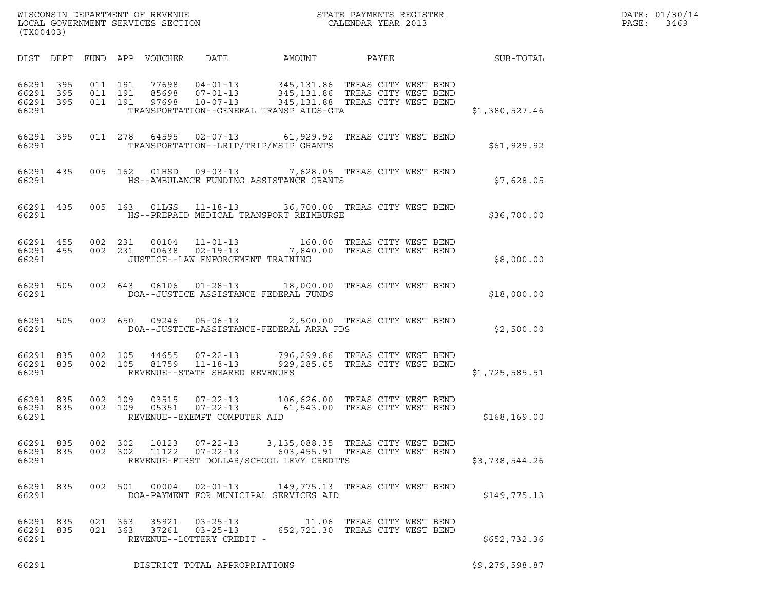WISCONSIN DEPARTMENT OF REVENUE
LOCAL GOVERNMENT SERVICES SECTION
(TX00403)

STATE PAYMENTS REGISTER
CALENDAR YEAR 2013

DATE: 01/30/14
PAGE: 3469

| DIST | DEPT | FUND | APP | VOUCHER | DATE | AMOUNT | PAYEE | SUB-TOTAL |
|---|---|---|---|---|---|---|---|---|
| 66291 | 395 | 011 | 191 | 77698 | 04-01-13 | 345,131.86 | TREAS CITY WEST BEND | |
| 66291 | 395 | 011 | 191 | 85698 | 07-01-13 | 345,131.86 | TREAS CITY WEST BEND | |
| 66291 | 395 | 011 | 191 | 97698 | 10-07-13 | 345,131.88 | TREAS CITY WEST BEND | |
| 66291 | | | | TRANSPORTATION--GENERAL TRANSP AIDS-GTA | | | | $1,380,527.46 |
| 66291 | 395 | 011 | 278 | 64595 | 02-07-13 | 61,929.92 | TREAS CITY WEST BEND | |
| 66291 | | | | TRANSPORTATION--LRIP/TRIP/MSIP GRANTS | | | | $61,929.92 |
| 66291 | 435 | 005 | 162 | 01HSD | 09-03-13 | 7,628.05 | TREAS CITY WEST BEND | |
| 66291 | | | | HS--AMBULANCE FUNDING ASSISTANCE GRANTS | | | | $7,628.05 |
| 66291 | 435 | 005 | 163 | 01LGS | 11-18-13 | 36,700.00 | TREAS CITY WEST BEND | |
| 66291 | | | | HS--PREPAID MEDICAL TRANSPORT REIMBURSE | | | | $36,700.00 |
| 66291 | 455 | 002 | 231 | 00104 | 11-01-13 | 160.00 | TREAS CITY WEST BEND | |
| 66291 | 455 | 002 | 231 | 00638 | 02-19-13 | 7,840.00 | TREAS CITY WEST BEND | |
| 66291 | | | | JUSTICE--LAW ENFORCEMENT TRAINING | | | | $8,000.00 |
| 66291 | 505 | 002 | 643 | 06106 | 01-28-13 | 18,000.00 | TREAS CITY WEST BEND | |
| 66291 | | | | DOA--JUSTICE ASSISTANCE FEDERAL FUNDS | | | | $18,000.00 |
| 66291 | 505 | 002 | 650 | 09246 | 05-06-13 | 2,500.00 | TREAS CITY WEST BEND | |
| 66291 | | | | DOA--JUSTICE-ASSISTANCE-FEDERAL ARRA FDS | | | | $2,500.00 |
| 66291 | 835 | 002 | 105 | 44655 | 07-22-13 | 796,299.86 | TREAS CITY WEST BEND | |
| 66291 | 835 | 002 | 105 | 81759 | 11-18-13 | 929,285.65 | TREAS CITY WEST BEND | |
| 66291 | | | | REVENUE--STATE SHARED REVENUES | | | | $1,725,585.51 |
| 66291 | 835 | 002 | 109 | 03515 | 07-22-13 | 106,626.00 | TREAS CITY WEST BEND | |
| 66291 | 835 | 002 | 109 | 05351 | 07-22-13 | 61,543.00 | TREAS CITY WEST BEND | |
| 66291 | | | | REVENUE--EXEMPT COMPUTER AID | | | | $168,169.00 |
| 66291 | 835 | 002 | 302 | 10123 | 07-22-13 | 3,135,088.35 | TREAS CITY WEST BEND | |
| 66291 | 835 | 002 | 302 | 11122 | 07-22-13 | 603,455.91 | TREAS CITY WEST BEND | |
| 66291 | | | | REVENUE-FIRST DOLLAR/SCHOOL LEVY CREDITS | | | | $3,738,544.26 |
| 66291 | 835 | 002 | 501 | 00004 | 02-01-13 | 149,775.13 | TREAS CITY WEST BEND | |
| 66291 | | | | DOA-PAYMENT FOR MUNICIPAL SERVICES AID | | | | $149,775.13 |
| 66291 | 835 | 021 | 363 | 35921 | 03-25-13 | 11.06 | TREAS CITY WEST BEND | |
| 66291 | 835 | 021 | 363 | 37261 | 03-25-13 | 652,721.30 | TREAS CITY WEST BEND | |
| 66291 | | | | REVENUE--LOTTERY CREDIT - | | | | $652,732.36 |
| 66291 | | | | DISTRICT TOTAL APPROPRIATIONS | | | | $9,279,598.87 |